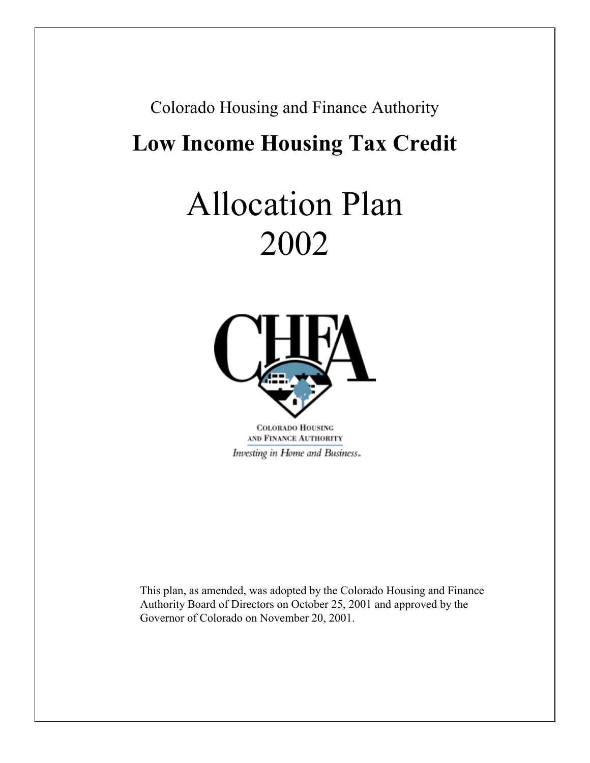Colorado Housing and Finance Authority

# Low Income Housing Tax Credit

# Allocation Plan 2002

COLORADO HOUSING AND FINANCE AUTHORITY

*Investing in Home and Business.*

This plan, as amended, was adopted by the Colorado Housing and Finance Authority Board of Directors on October 25, 2001 and approved by the Governor of Colorado on November 20, 2001.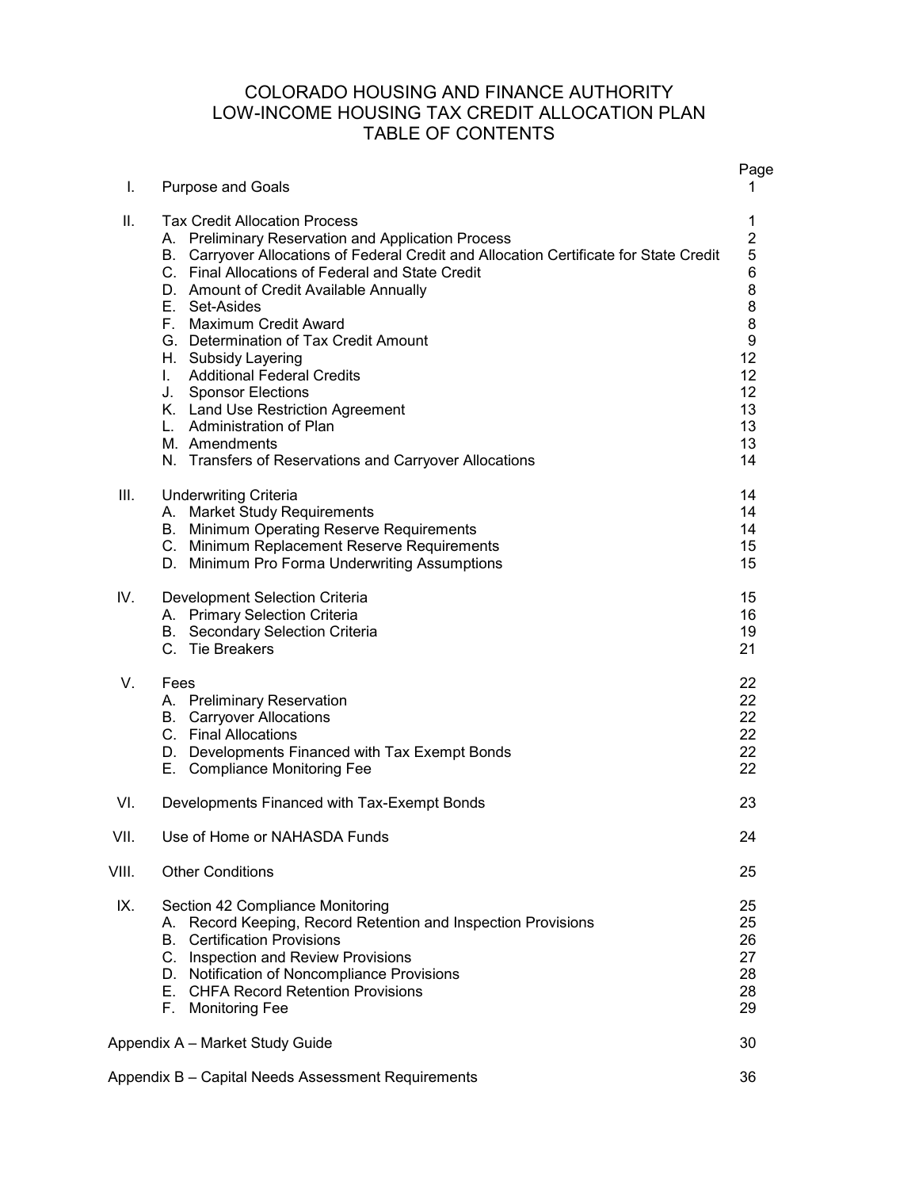# COLORADO HOUSING AND FINANCE AUTHORITY
# LOW-INCOME HOUSING TAX CREDIT ALLOCATION PLAN
# TABLE OF CONTENTS

| | | Page |
|---|---|---|
| I. | Purpose and Goals | 1 |
| II. | Tax Credit Allocation Process | 1 |
| | A. Preliminary Reservation and Application Process | 2 |
| | B. Carryover Allocations of Federal Credit and Allocation Certificate for State Credit | 5 |
| | C. Final Allocations of Federal and State Credit | 6 |
| | D. Amount of Credit Available Annually | 8 |
| | E. Set-Asides | 8 |
| | F. Maximum Credit Award | 8 |
| | G. Determination of Tax Credit Amount | 9 |
| | H. Subsidy Layering | 12 |
| | I. Additional Federal Credits | 12 |
| | J. Sponsor Elections | 12 |
| | K. Land Use Restriction Agreement | 13 |
| | L. Administration of Plan | 13 |
| | M. Amendments | 13 |
| | N. Transfers of Reservations and Carryover Allocations | 14 |
| III. | Underwriting Criteria | 14 |
| | A. Market Study Requirements | 14 |
| | B. Minimum Operating Reserve Requirements | 14 |
| | C. Minimum Replacement Reserve Requirements | 15 |
| | D. Minimum Pro Forma Underwriting Assumptions | 15 |
| IV. | Development Selection Criteria | 15 |
| | A. Primary Selection Criteria | 16 |
| | B. Secondary Selection Criteria | 19 |
| | C. Tie Breakers | 21 |
| V. | Fees | 22 |
| | A. Preliminary Reservation | 22 |
| | B. Carryover Allocations | 22 |
| | C. Final Allocations | 22 |
| | D. Developments Financed with Tax Exempt Bonds | 22 |
| | E. Compliance Monitoring Fee | 22 |
| VI. | Developments Financed with Tax-Exempt Bonds | 23 |
| VII. | Use of Home or NAHASDA Funds | 24 |
| VIII. | Other Conditions | 25 |
| IX. | Section 42 Compliance Monitoring | 25 |
| | A. Record Keeping, Record Retention and Inspection Provisions | 25 |
| | B. Certification Provisions | 26 |
| | C. Inspection and Review Provisions | 27 |
| | D. Notification of Noncompliance Provisions | 28 |
| | E. CHFA Record Retention Provisions | 28 |
| | F. Monitoring Fee | 29 |
| Appendix A – Market Study Guide | | 30 |
| Appendix B – Capital Needs Assessment Requirements | | 36 |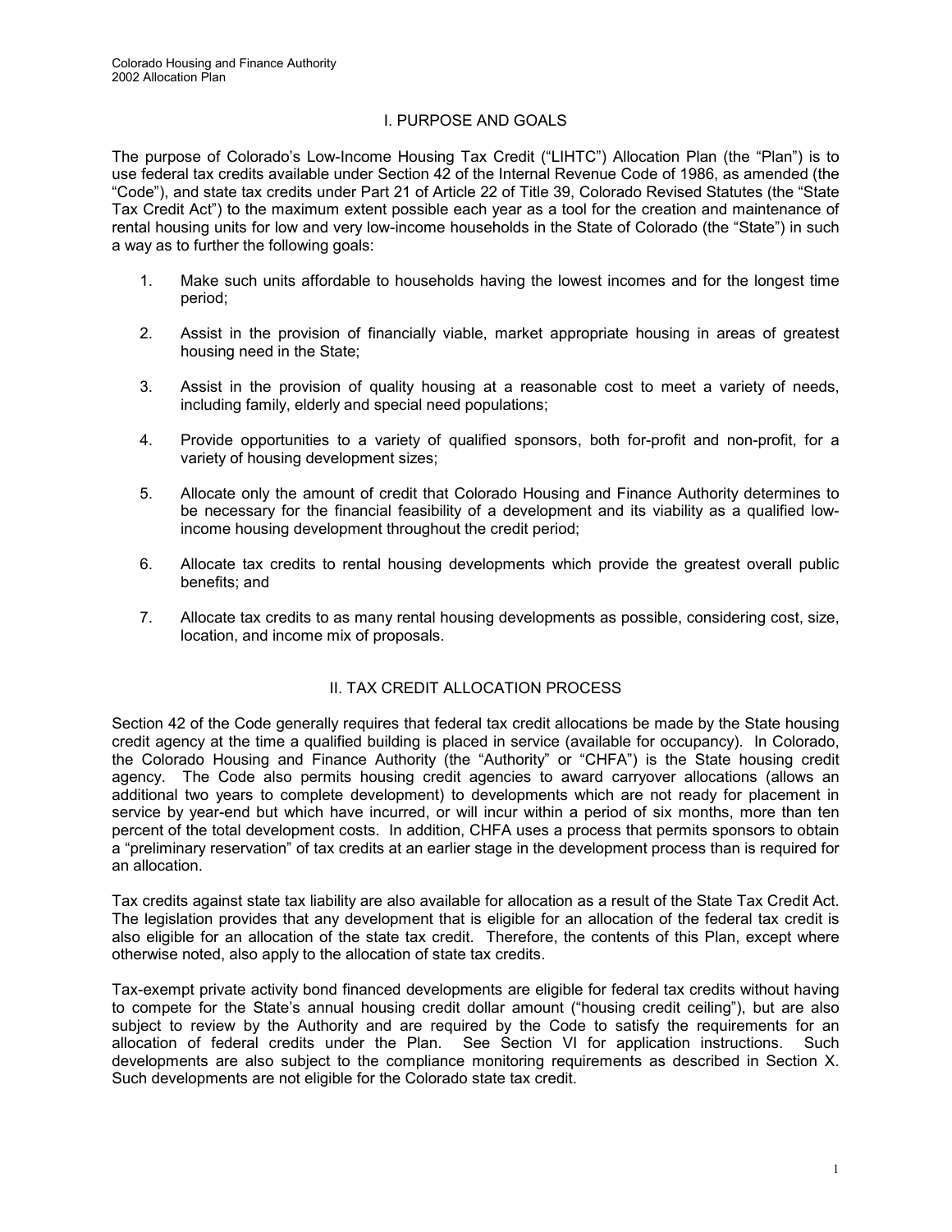## I. PURPOSE AND GOALS

The purpose of Colorado's Low-Income Housing Tax Credit ("LIHTC") Allocation Plan (the "Plan") is to use federal tax credits available under Section 42 of the Internal Revenue Code of 1986, as amended (the "Code"), and state tax credits under Part 21 of Article 22 of Title 39, Colorado Revised Statutes (the "State Tax Credit Act") to the maximum extent possible each year as a tool for the creation and maintenance of rental housing units for low and very low-income households in the State of Colorado (the "State") in such a way as to further the following goals:

1. Make such units affordable to households having the lowest incomes and for the longest time period;

2. Assist in the provision of financially viable, market appropriate housing in areas of greatest housing need in the State;

3. Assist in the provision of quality housing at a reasonable cost to meet a variety of needs, including family, elderly and special need populations;

4. Provide opportunities to a variety of qualified sponsors, both for-profit and non-profit, for a variety of housing development sizes;

5. Allocate only the amount of credit that Colorado Housing and Finance Authority determines to be necessary for the financial feasibility of a development and its viability as a qualified low-income housing development throughout the credit period;

6. Allocate tax credits to rental housing developments which provide the greatest overall public benefits; and

7. Allocate tax credits to as many rental housing developments as possible, considering cost, size, location, and income mix of proposals.

## II. TAX CREDIT ALLOCATION PROCESS

Section 42 of the Code generally requires that federal tax credit allocations be made by the State housing credit agency at the time a qualified building is placed in service (available for occupancy). In Colorado, the Colorado Housing and Finance Authority (the "Authority" or "CHFA") is the State housing credit agency. The Code also permits housing credit agencies to award carryover allocations (allows an additional two years to complete development) to developments which are not ready for placement in service by year-end but which have incurred, or will incur within a period of six months, more than ten percent of the total development costs. In addition, CHFA uses a process that permits sponsors to obtain a "preliminary reservation" of tax credits at an earlier stage in the development process than is required for an allocation.

Tax credits against state tax liability are also available for allocation as a result of the State Tax Credit Act. The legislation provides that any development that is eligible for an allocation of the federal tax credit is also eligible for an allocation of the state tax credit. Therefore, the contents of this Plan, except where otherwise noted, also apply to the allocation of state tax credits.

Tax-exempt private activity bond financed developments are eligible for federal tax credits without having to compete for the State's annual housing credit dollar amount ("housing credit ceiling"), but are also subject to review by the Authority and are required by the Code to satisfy the requirements for an allocation of federal credits under the Plan. See Section VI for application instructions. Such developments are also subject to the compliance monitoring requirements as described in Section X. Such developments are not eligible for the Colorado state tax credit.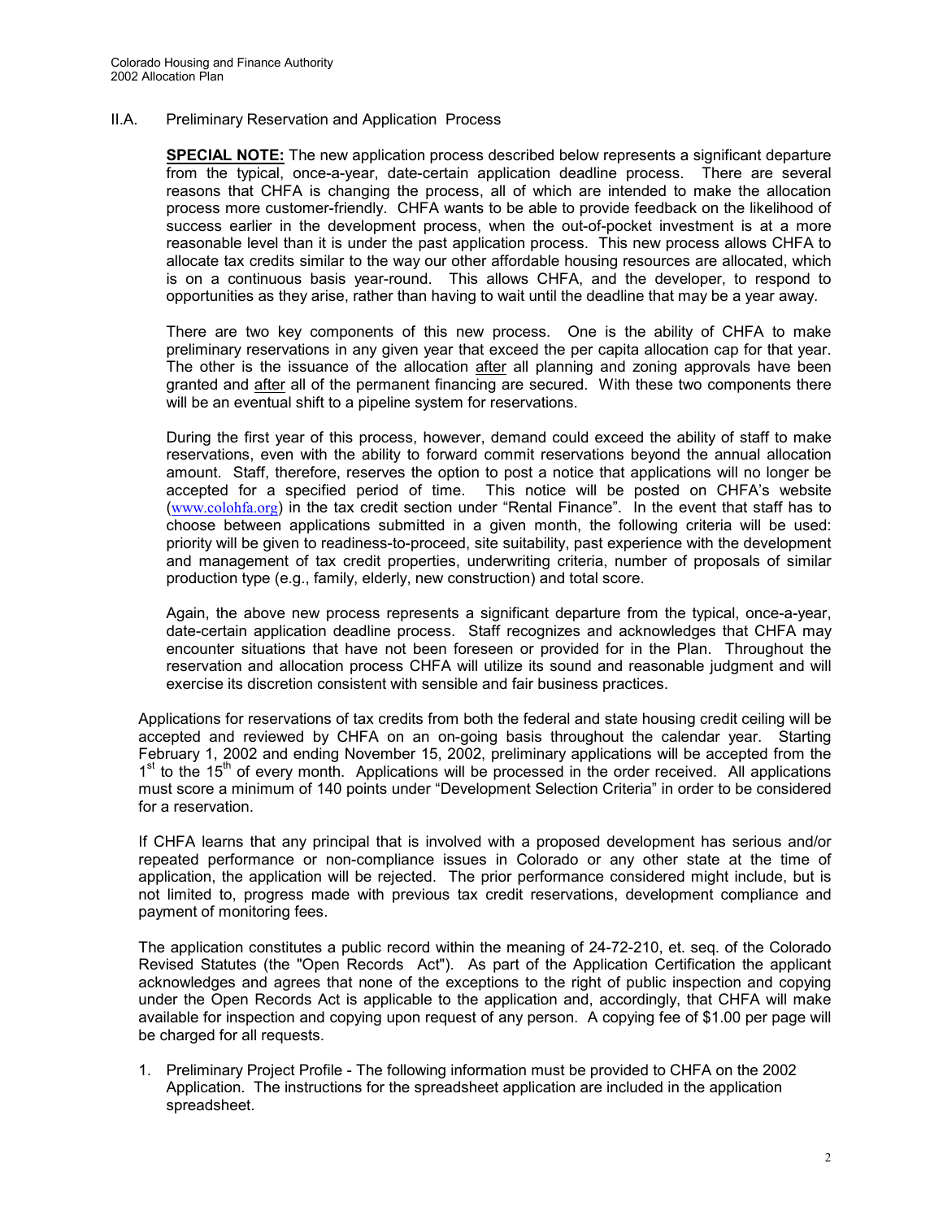## II.A. Preliminary Reservation and Application Process

**SPECIAL NOTE:** The new application process described below represents a significant departure from the typical, once-a-year, date-certain application deadline process. There are several reasons that CHFA is changing the process, all of which are intended to make the allocation process more customer-friendly. CHFA wants to be able to provide feedback on the likelihood of success earlier in the development process, when the out-of-pocket investment is at a more reasonable level than it is under the past application process. This new process allows CHFA to allocate tax credits similar to the way our other affordable housing resources are allocated, which is on a continuous basis year-round. This allows CHFA, and the developer, to respond to opportunities as they arise, rather than having to wait until the deadline that may be a year away.

There are two key components of this new process. One is the ability of CHFA to make preliminary reservations in any given year that exceed the per capita allocation cap for that year. The other is the issuance of the allocation after all planning and zoning approvals have been granted and after all of the permanent financing are secured. With these two components there will be an eventual shift to a pipeline system for reservations.

During the first year of this process, however, demand could exceed the ability of staff to make reservations, even with the ability to forward commit reservations beyond the annual allocation amount. Staff, therefore, reserves the option to post a notice that applications will no longer be accepted for a specified period of time. This notice will be posted on CHFA's website (www.colohfa.org) in the tax credit section under "Rental Finance". In the event that staff has to choose between applications submitted in a given month, the following criteria will be used: priority will be given to readiness-to-proceed, site suitability, past experience with the development and management of tax credit properties, underwriting criteria, number of proposals of similar production type (e.g., family, elderly, new construction) and total score.

Again, the above new process represents a significant departure from the typical, once-a-year, date-certain application deadline process. Staff recognizes and acknowledges that CHFA may encounter situations that have not been foreseen or provided for in the Plan. Throughout the reservation and allocation process CHFA will utilize its sound and reasonable judgment and will exercise its discretion consistent with sensible and fair business practices.

Applications for reservations of tax credits from both the federal and state housing credit ceiling will be accepted and reviewed by CHFA on an on-going basis throughout the calendar year. Starting February 1, 2002 and ending November 15, 2002, preliminary applications will be accepted from the 1st to the 15th of every month. Applications will be processed in the order received. All applications must score a minimum of 140 points under "Development Selection Criteria" in order to be considered for a reservation.

If CHFA learns that any principal that is involved with a proposed development has serious and/or repeated performance or non-compliance issues in Colorado or any other state at the time of application, the application will be rejected. The prior performance considered might include, but is not limited to, progress made with previous tax credit reservations, development compliance and payment of monitoring fees.

The application constitutes a public record within the meaning of 24-72-210, et. seq. of the Colorado Revised Statutes (the "Open Records Act"). As part of the Application Certification the applicant acknowledges and agrees that none of the exceptions to the right of public inspection and copying under the Open Records Act is applicable to the application and, accordingly, that CHFA will make available for inspection and copying upon request of any person. A copying fee of $1.00 per page will be charged for all requests.

1. Preliminary Project Profile - The following information must be provided to CHFA on the 2002 Application. The instructions for the spreadsheet application are included in the application spreadsheet.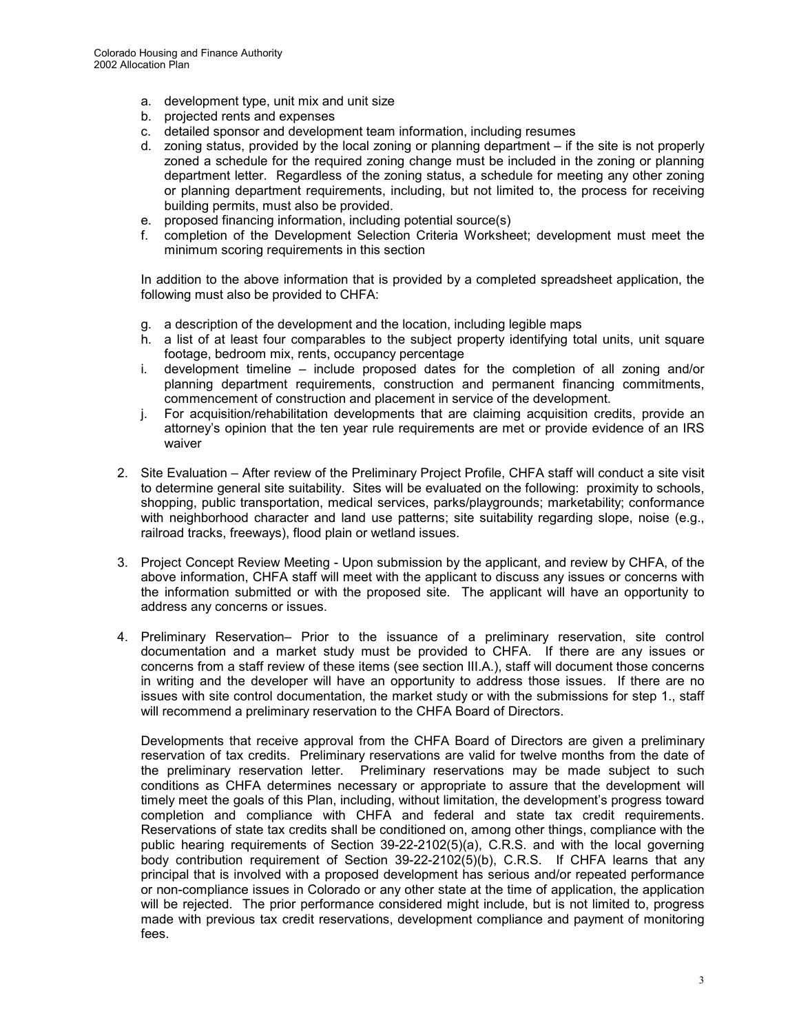a. development type, unit mix and unit size
b. projected rents and expenses
c. detailed sponsor and development team information, including resumes
d. zoning status, provided by the local zoning or planning department – if the site is not properly zoned a schedule for the required zoning change must be included in the zoning or planning department letter. Regardless of the zoning status, a schedule for meeting any other zoning or planning department requirements, including, but not limited to, the process for receiving building permits, must also be provided.
e. proposed financing information, including potential source(s)
f. completion of the Development Selection Criteria Worksheet; development must meet the minimum scoring requirements in this section

In addition to the above information that is provided by a completed spreadsheet application, the following must also be provided to CHFA:

g. a description of the development and the location, including legible maps
h. a list of at least four comparables to the subject property identifying total units, unit square footage, bedroom mix, rents, occupancy percentage
i. development timeline – include proposed dates for the completion of all zoning and/or planning department requirements, construction and permanent financing commitments, commencement of construction and placement in service of the development.
j. For acquisition/rehabilitation developments that are claiming acquisition credits, provide an attorney's opinion that the ten year rule requirements are met or provide evidence of an IRS waiver

2. Site Evaluation – After review of the Preliminary Project Profile, CHFA staff will conduct a site visit to determine general site suitability. Sites will be evaluated on the following: proximity to schools, shopping, public transportation, medical services, parks/playgrounds; marketability; conformance with neighborhood character and land use patterns; site suitability regarding slope, noise (e.g., railroad tracks, freeways), flood plain or wetland issues.

3. Project Concept Review Meeting - Upon submission by the applicant, and review by CHFA, of the above information, CHFA staff will meet with the applicant to discuss any issues or concerns with the information submitted or with the proposed site. The applicant will have an opportunity to address any concerns or issues.

4. Preliminary Reservation– Prior to the issuance of a preliminary reservation, site control documentation and a market study must be provided to CHFA. If there are any issues or concerns from a staff review of these items (see section III.A.), staff will document those concerns in writing and the developer will have an opportunity to address those issues. If there are no issues with site control documentation, the market study or with the submissions for step 1., staff will recommend a preliminary reservation to the CHFA Board of Directors.

   Developments that receive approval from the CHFA Board of Directors are given a preliminary reservation of tax credits. Preliminary reservations are valid for twelve months from the date of the preliminary reservation letter. Preliminary reservations may be made subject to such conditions as CHFA determines necessary or appropriate to assure that the development will timely meet the goals of this Plan, including, without limitation, the development's progress toward completion and compliance with CHFA and federal and state tax credit requirements. Reservations of state tax credits shall be conditioned on, among other things, compliance with the public hearing requirements of Section 39-22-2102(5)(a), C.R.S. and with the local governing body contribution requirement of Section 39-22-2102(5)(b), C.R.S. If CHFA learns that any principal that is involved with a proposed development has serious and/or repeated performance or non-compliance issues in Colorado or any other state at the time of application, the application will be rejected. The prior performance considered might include, but is not limited to, progress made with previous tax credit reservations, development compliance and payment of monitoring fees.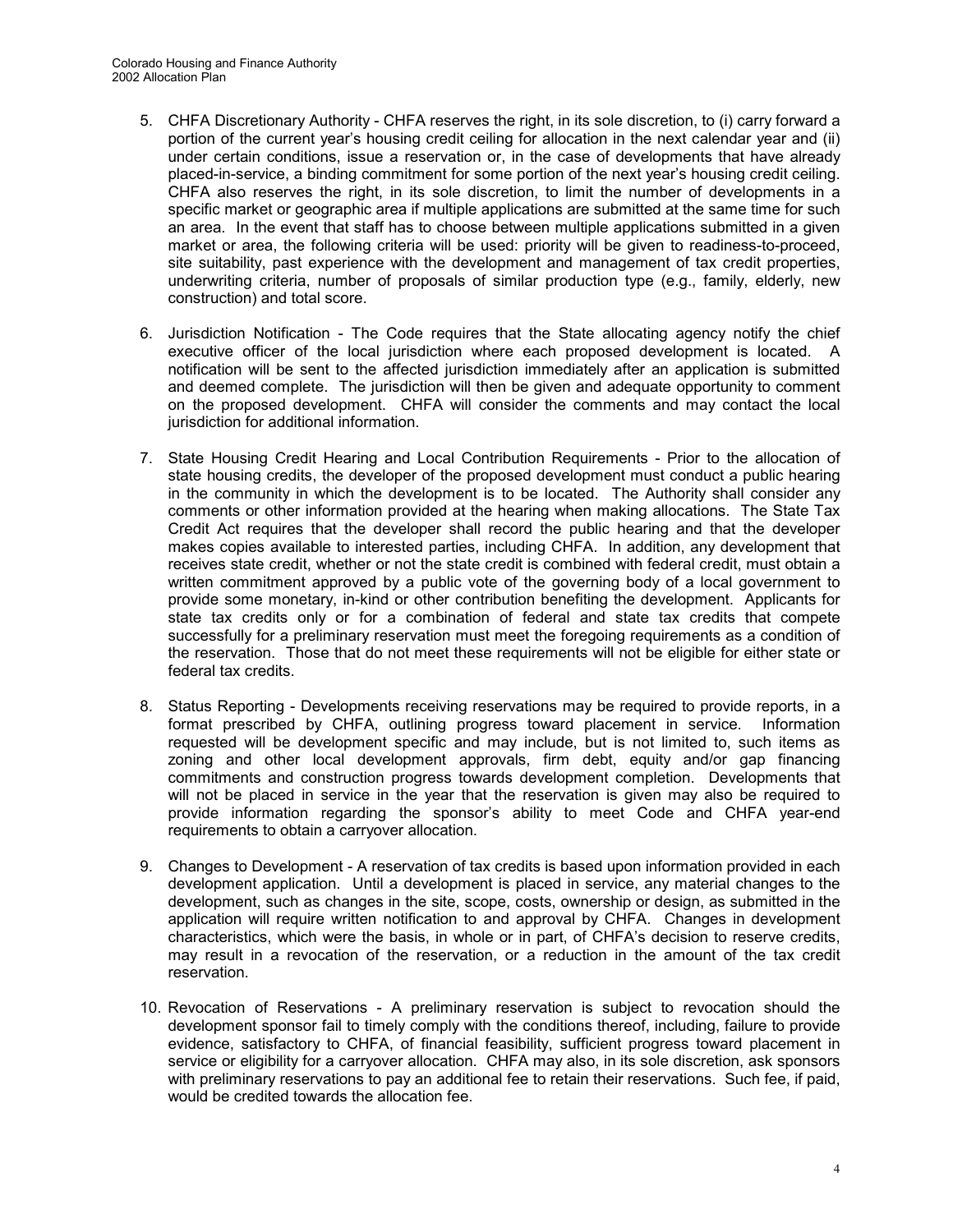5. CHFA Discretionary Authority - CHFA reserves the right, in its sole discretion, to (i) carry forward a portion of the current year's housing credit ceiling for allocation in the next calendar year and (ii) under certain conditions, issue a reservation or, in the case of developments that have already placed-in-service, a binding commitment for some portion of the next year's housing credit ceiling. CHFA also reserves the right, in its sole discretion, to limit the number of developments in a specific market or geographic area if multiple applications are submitted at the same time for such an area. In the event that staff has to choose between multiple applications submitted in a given market or area, the following criteria will be used: priority will be given to readiness-to-proceed, site suitability, past experience with the development and management of tax credit properties, underwriting criteria, number of proposals of similar production type (e.g., family, elderly, new construction) and total score.

6. Jurisdiction Notification - The Code requires that the State allocating agency notify the chief executive officer of the local jurisdiction where each proposed development is located. A notification will be sent to the affected jurisdiction immediately after an application is submitted and deemed complete. The jurisdiction will then be given and adequate opportunity to comment on the proposed development. CHFA will consider the comments and may contact the local jurisdiction for additional information.

7. State Housing Credit Hearing and Local Contribution Requirements - Prior to the allocation of state housing credits, the developer of the proposed development must conduct a public hearing in the community in which the development is to be located. The Authority shall consider any comments or other information provided at the hearing when making allocations. The State Tax Credit Act requires that the developer shall record the public hearing and that the developer makes copies available to interested parties, including CHFA. In addition, any development that receives state credit, whether or not the state credit is combined with federal credit, must obtain a written commitment approved by a public vote of the governing body of a local government to provide some monetary, in-kind or other contribution benefiting the development. Applicants for state tax credits only or for a combination of federal and state tax credits that compete successfully for a preliminary reservation must meet the foregoing requirements as a condition of the reservation. Those that do not meet these requirements will not be eligible for either state or federal tax credits.

8. Status Reporting - Developments receiving reservations may be required to provide reports, in a format prescribed by CHFA, outlining progress toward placement in service. Information requested will be development specific and may include, but is not limited to, such items as zoning and other local development approvals, firm debt, equity and/or gap financing commitments and construction progress towards development completion. Developments that will not be placed in service in the year that the reservation is given may also be required to provide information regarding the sponsor's ability to meet Code and CHFA year-end requirements to obtain a carryover allocation.

9. Changes to Development - A reservation of tax credits is based upon information provided in each development application. Until a development is placed in service, any material changes to the development, such as changes in the site, scope, costs, ownership or design, as submitted in the application will require written notification to and approval by CHFA. Changes in development characteristics, which were the basis, in whole or in part, of CHFA's decision to reserve credits, may result in a revocation of the reservation, or a reduction in the amount of the tax credit reservation.

10. Revocation of Reservations - A preliminary reservation is subject to revocation should the development sponsor fail to timely comply with the conditions thereof, including, failure to provide evidence, satisfactory to CHFA, of financial feasibility, sufficient progress toward placement in service or eligibility for a carryover allocation. CHFA may also, in its sole discretion, ask sponsors with preliminary reservations to pay an additional fee to retain their reservations. Such fee, if paid, would be credited towards the allocation fee.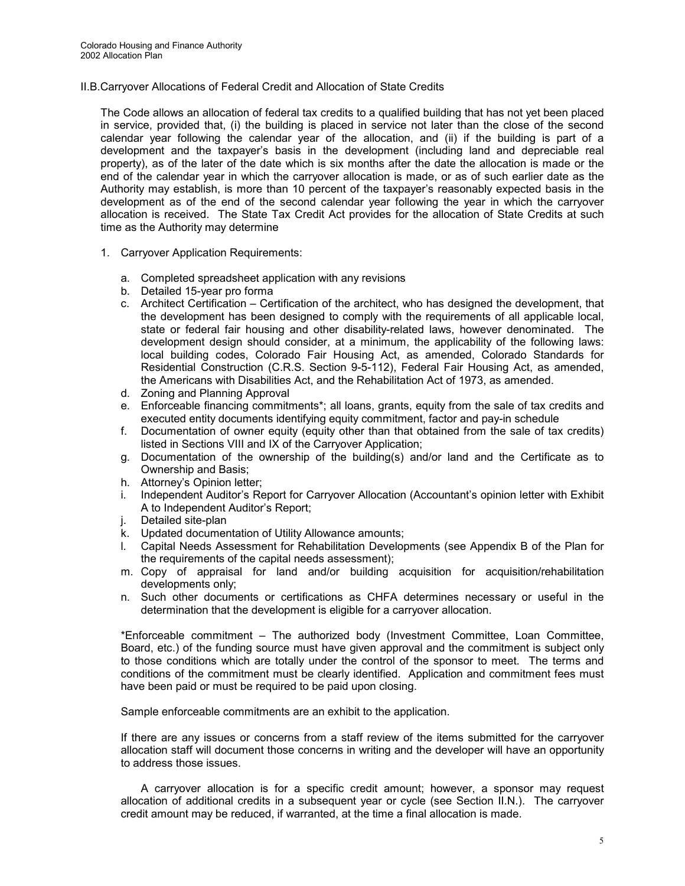## II.B. Carryover Allocations of Federal Credit and Allocation of State Credits

The Code allows an allocation of federal tax credits to a qualified building that has not yet been placed in service, provided that, (i) the building is placed in service not later than the close of the second calendar year following the calendar year of the allocation, and (ii) if the building is part of a development and the taxpayer's basis in the development (including land and depreciable real property), as of the later of the date which is six months after the date the allocation is made or the end of the calendar year in which the carryover allocation is made, or as of such earlier date as the Authority may establish, is more than 10 percent of the taxpayer's reasonably expected basis in the development as of the end of the second calendar year following the year in which the carryover allocation is received. The State Tax Credit Act provides for the allocation of State Credits at such time as the Authority may determine

1. Carryover Application Requirements:

   a. Completed spreadsheet application with any revisions
   b. Detailed 15-year pro forma
   c. Architect Certification – Certification of the architect, who has designed the development, that the development has been designed to comply with the requirements of all applicable local, state or federal fair housing and other disability-related laws, however denominated. The development design should consider, at a minimum, the applicability of the following laws: local building codes, Colorado Fair Housing Act, as amended, Colorado Standards for Residential Construction (C.R.S. Section 9-5-112), Federal Fair Housing Act, as amended, the Americans with Disabilities Act, and the Rehabilitation Act of 1973, as amended.
   d. Zoning and Planning Approval
   e. Enforceable financing commitments*; all loans, grants, equity from the sale of tax credits and executed entity documents identifying equity commitment, factor and pay-in schedule
   f. Documentation of owner equity (equity other than that obtained from the sale of tax credits) listed in Sections VIII and IX of the Carryover Application;
   g. Documentation of the ownership of the building(s) and/or land and the Certificate as to Ownership and Basis;
   h. Attorney's Opinion letter;
   i. Independent Auditor's Report for Carryover Allocation (Accountant's opinion letter with Exhibit A to Independent Auditor's Report;
   j. Detailed site-plan
   k. Updated documentation of Utility Allowance amounts;
   l. Capital Needs Assessment for Rehabilitation Developments (see Appendix B of the Plan for the requirements of the capital needs assessment);
   m. Copy of appraisal for land and/or building acquisition for acquisition/rehabilitation developments only;
   n. Such other documents or certifications as CHFA determines necessary or useful in the determination that the development is eligible for a carryover allocation.

*Enforceable commitment – The authorized body (Investment Committee, Loan Committee, Board, etc.) of the funding source must have given approval and the commitment is subject only to those conditions which are totally under the control of the sponsor to meet. The terms and conditions of the commitment must be clearly identified. Application and commitment fees must have been paid or must be required to be paid upon closing.

Sample enforceable commitments are an exhibit to the application.

If there are any issues or concerns from a staff review of the items submitted for the carryover allocation staff will document those concerns in writing and the developer will have an opportunity to address those issues.

A carryover allocation is for a specific credit amount; however, a sponsor may request allocation of additional credits in a subsequent year or cycle (see Section II.N.). The carryover credit amount may be reduced, if warranted, at the time a final allocation is made.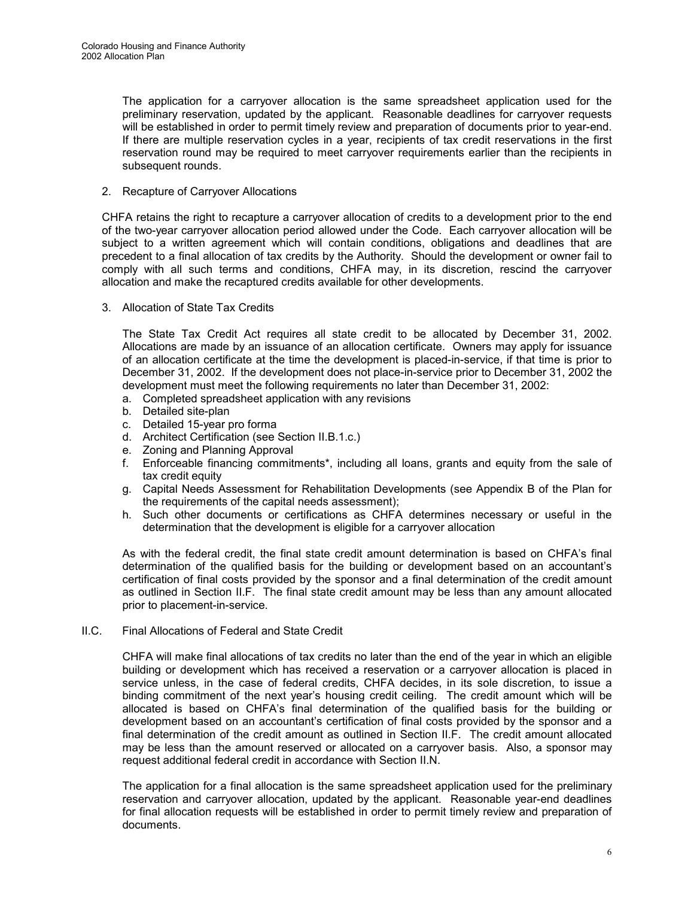The application for a carryover allocation is the same spreadsheet application used for the preliminary reservation, updated by the applicant. Reasonable deadlines for carryover requests will be established in order to permit timely review and preparation of documents prior to year-end. If there are multiple reservation cycles in a year, recipients of tax credit reservations in the first reservation round may be required to meet carryover requirements earlier than the recipients in subsequent rounds.

2. Recapture of Carryover Allocations

CHFA retains the right to recapture a carryover allocation of credits to a development prior to the end of the two-year carryover allocation period allowed under the Code. Each carryover allocation will be subject to a written agreement which will contain conditions, obligations and deadlines that are precedent to a final allocation of tax credits by the Authority. Should the development or owner fail to comply with all such terms and conditions, CHFA may, in its discretion, rescind the carryover allocation and make the recaptured credits available for other developments.

3. Allocation of State Tax Credits

The State Tax Credit Act requires all state credit to be allocated by December 31, 2002. Allocations are made by an issuance of an allocation certificate. Owners may apply for issuance of an allocation certificate at the time the development is placed-in-service, if that time is prior to December 31, 2002. If the development does not place-in-service prior to December 31, 2002 the development must meet the following requirements no later than December 31, 2002:

a. Completed spreadsheet application with any revisions
b. Detailed site-plan
c. Detailed 15-year pro forma
d. Architect Certification (see Section II.B.1.c.)
e. Zoning and Planning Approval
f. Enforceable financing commitments*, including all loans, grants and equity from the sale of tax credit equity
g. Capital Needs Assessment for Rehabilitation Developments (see Appendix B of the Plan for the requirements of the capital needs assessment);
h. Such other documents or certifications as CHFA determines necessary or useful in the determination that the development is eligible for a carryover allocation

As with the federal credit, the final state credit amount determination is based on CHFA's final determination of the qualified basis for the building or development based on an accountant's certification of final costs provided by the sponsor and a final determination of the credit amount as outlined in Section II.F. The final state credit amount may be less than any amount allocated prior to placement-in-service.

## II.C. Final Allocations of Federal and State Credit

CHFA will make final allocations of tax credits no later than the end of the year in which an eligible building or development which has received a reservation or a carryover allocation is placed in service unless, in the case of federal credits, CHFA decides, in its sole discretion, to issue a binding commitment of the next year's housing credit ceiling. The credit amount which will be allocated is based on CHFA's final determination of the qualified basis for the building or development based on an accountant's certification of final costs provided by the sponsor and a final determination of the credit amount as outlined in Section II.F. The credit amount allocated may be less than the amount reserved or allocated on a carryover basis. Also, a sponsor may request additional federal credit in accordance with Section II.N.

The application for a final allocation is the same spreadsheet application used for the preliminary reservation and carryover allocation, updated by the applicant. Reasonable year-end deadlines for final allocation requests will be established in order to permit timely review and preparation of documents.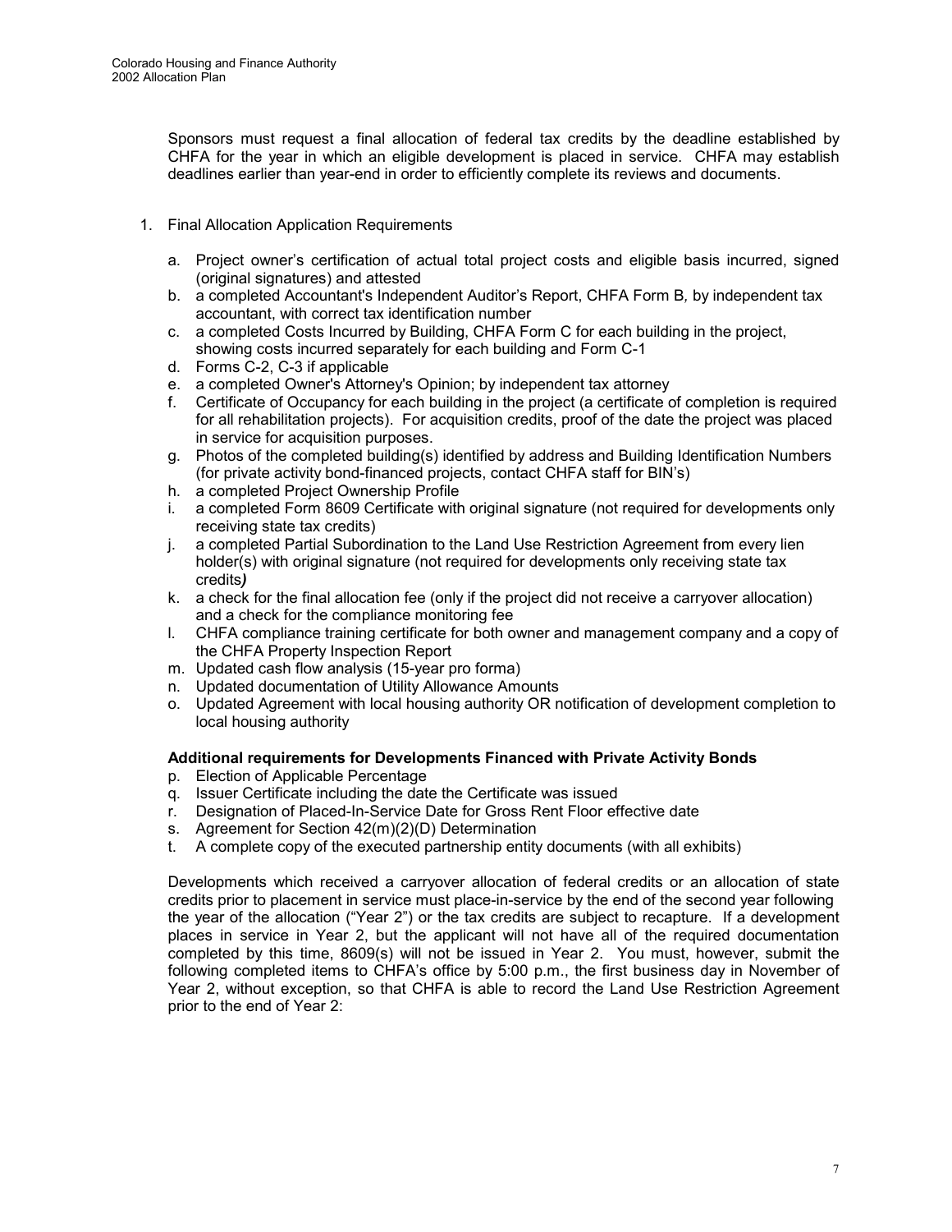Sponsors must request a final allocation of federal tax credits by the deadline established by CHFA for the year in which an eligible development is placed in service. CHFA may establish deadlines earlier than year-end in order to efficiently complete its reviews and documents.

1. Final Allocation Application Requirements

   a. Project owner's certification of actual total project costs and eligible basis incurred, signed (original signatures) and attested
   b. a completed Accountant's Independent Auditor's Report, CHFA Form B*,* by independent tax accountant, with correct tax identification number
   c. a completed Costs Incurred by Building, CHFA Form C for each building in the project, showing costs incurred separately for each building and Form C-1
   d. Forms C-2, C-3 if applicable
   e. a completed Owner's Attorney's Opinion; by independent tax attorney
   f. Certificate of Occupancy for each building in the project (a certificate of completion is required for all rehabilitation projects). For acquisition credits, proof of the date the project was placed in service for acquisition purposes.
   g. Photos of the completed building(s) identified by address and Building Identification Numbers (for private activity bond-financed projects, contact CHFA staff for BIN's)
   h. a completed Project Ownership Profile
   i. a completed Form 8609 Certificate with original signature (not required for developments only receiving state tax credits)
   j. a completed Partial Subordination to the Land Use Restriction Agreement from every lien holder(s) with original signature (not required for developments only receiving state tax credits***)***
   k. a check for the final allocation fee (only if the project did not receive a carryover allocation) and a check for the compliance monitoring fee
   l. CHFA compliance training certificate for both owner and management company and a copy of the CHFA Property Inspection Report
   m. Updated cash flow analysis (15-year pro forma)
   n. Updated documentation of Utility Allowance Amounts
   o. Updated Agreement with local housing authority OR notification of development completion to local housing authority

   **Additional requirements for Developments Financed with Private Activity Bonds**

   p. Election of Applicable Percentage
   q. Issuer Certificate including the date the Certificate was issued
   r. Designation of Placed-In-Service Date for Gross Rent Floor effective date
   s. Agreement for Section 42(m)(2)(D) Determination
   t. A complete copy of the executed partnership entity documents (with all exhibits)

   Developments which received a carryover allocation of federal credits or an allocation of state credits prior to placement in service must place-in-service by the end of the second year following the year of the allocation ("Year 2") or the tax credits are subject to recapture. If a development places in service in Year 2, but the applicant will not have all of the required documentation completed by this time, 8609(s) will not be issued in Year 2. You must, however, submit the following completed items to CHFA's office by 5:00 p.m., the first business day in November of Year 2, without exception, so that CHFA is able to record the Land Use Restriction Agreement prior to the end of Year 2: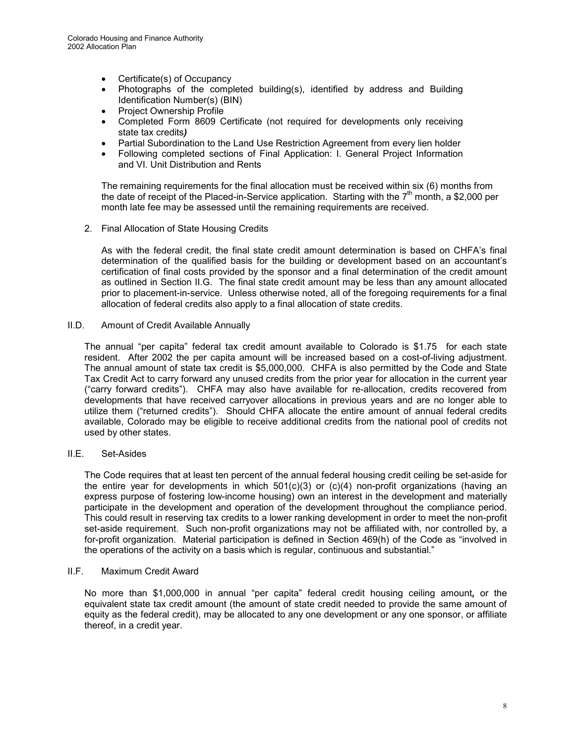- Certificate(s) of Occupancy
- Photographs of the completed building(s), identified by address and Building Identification Number(s) (BIN)
- Project Ownership Profile
- Completed Form 8609 Certificate (not required for developments only receiving state tax credits*)*
- Partial Subordination to the Land Use Restriction Agreement from every lien holder
- Following completed sections of Final Application: I. General Project Information and VI. Unit Distribution and Rents

The remaining requirements for the final allocation must be received within six (6) months from the date of receipt of the Placed-in-Service application. Starting with the 7th month, a $2,000 per month late fee may be assessed until the remaining requirements are received.

2. Final Allocation of State Housing Credits

As with the federal credit, the final state credit amount determination is based on CHFA's final determination of the qualified basis for the building or development based on an accountant's certification of final costs provided by the sponsor and a final determination of the credit amount as outlined in Section II.G. The final state credit amount may be less than any amount allocated prior to placement-in-service. Unless otherwise noted, all of the foregoing requirements for a final allocation of federal credits also apply to a final allocation of state credits.

## II.D. Amount of Credit Available Annually

The annual "per capita" federal tax credit amount available to Colorado is $1.75 for each state resident. After 2002 the per capita amount will be increased based on a cost-of-living adjustment. The annual amount of state tax credit is $5,000,000. CHFA is also permitted by the Code and State Tax Credit Act to carry forward any unused credits from the prior year for allocation in the current year ("carry forward credits"). CHFA may also have available for re-allocation, credits recovered from developments that have received carryover allocations in previous years and are no longer able to utilize them ("returned credits"). Should CHFA allocate the entire amount of annual federal credits available, Colorado may be eligible to receive additional credits from the national pool of credits not used by other states.

## II.E. Set-Asides

The Code requires that at least ten percent of the annual federal housing credit ceiling be set-aside for the entire year for developments in which 501(c)(3) or (c)(4) non-profit organizations (having an express purpose of fostering low-income housing) own an interest in the development and materially participate in the development and operation of the development throughout the compliance period. This could result in reserving tax credits to a lower ranking development in order to meet the non-profit set-aside requirement. Such non-profit organizations may not be affiliated with, nor controlled by, a for-profit organization. Material participation is defined in Section 469(h) of the Code as "involved in the operations of the activity on a basis which is regular, continuous and substantial."

## II.F. Maximum Credit Award

No more than $1,000,000 in annual "per capita" federal credit housing ceiling amount*,* or the equivalent state tax credit amount (the amount of state credit needed to provide the same amount of equity as the federal credit), may be allocated to any one development or any one sponsor, or affiliate thereof, in a credit year.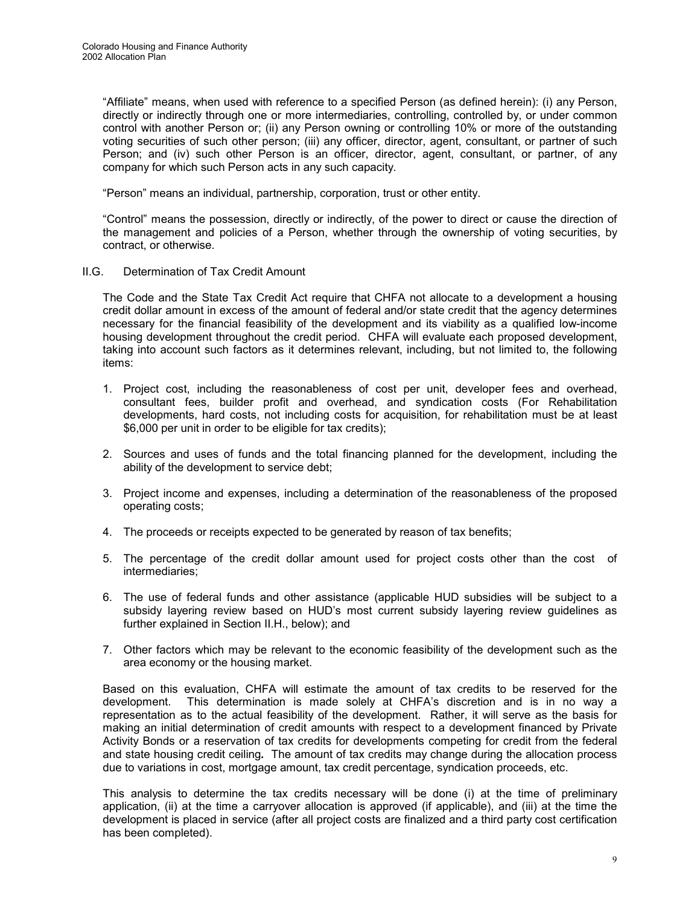"Affiliate" means, when used with reference to a specified Person (as defined herein): (i) any Person, directly or indirectly through one or more intermediaries, controlling, controlled by, or under common control with another Person or; (ii) any Person owning or controlling 10% or more of the outstanding voting securities of such other person; (iii) any officer, director, agent, consultant, or partner of such Person; and (iv) such other Person is an officer, director, agent, consultant, or partner, of any company for which such Person acts in any such capacity.

"Person" means an individual, partnership, corporation, trust or other entity.

"Control" means the possession, directly or indirectly, of the power to direct or cause the direction of the management and policies of a Person, whether through the ownership of voting securities, by contract, or otherwise.

## II.G. Determination of Tax Credit Amount

The Code and the State Tax Credit Act require that CHFA not allocate to a development a housing credit dollar amount in excess of the amount of federal and/or state credit that the agency determines necessary for the financial feasibility of the development and its viability as a qualified low-income housing development throughout the credit period. CHFA will evaluate each proposed development, taking into account such factors as it determines relevant, including, but not limited to, the following items:

1. Project cost, including the reasonableness of cost per unit, developer fees and overhead, consultant fees, builder profit and overhead, and syndication costs (For Rehabilitation developments, hard costs, not including costs for acquisition, for rehabilitation must be at least $6,000 per unit in order to be eligible for tax credits);
2. Sources and uses of funds and the total financing planned for the development, including the ability of the development to service debt;
3. Project income and expenses, including a determination of the reasonableness of the proposed operating costs;
4. The proceeds or receipts expected to be generated by reason of tax benefits;
5. The percentage of the credit dollar amount used for project costs other than the cost of intermediaries;
6. The use of federal funds and other assistance (applicable HUD subsidies will be subject to a subsidy layering review based on HUD's most current subsidy layering review guidelines as further explained in Section II.H., below); and
7. Other factors which may be relevant to the economic feasibility of the development such as the area economy or the housing market.

Based on this evaluation, CHFA will estimate the amount of tax credits to be reserved for the development. This determination is made solely at CHFA's discretion and is in no way a representation as to the actual feasibility of the development. Rather, it will serve as the basis for making an initial determination of credit amounts with respect to a development financed by Private Activity Bonds or a reservation of tax credits for developments competing for credit from the federal and state housing credit ceiling*.* The amount of tax credits may change during the allocation process due to variations in cost, mortgage amount, tax credit percentage, syndication proceeds, etc.

This analysis to determine the tax credits necessary will be done (i) at the time of preliminary application, (ii) at the time a carryover allocation is approved (if applicable), and (iii) at the time the development is placed in service (after all project costs are finalized and a third party cost certification has been completed).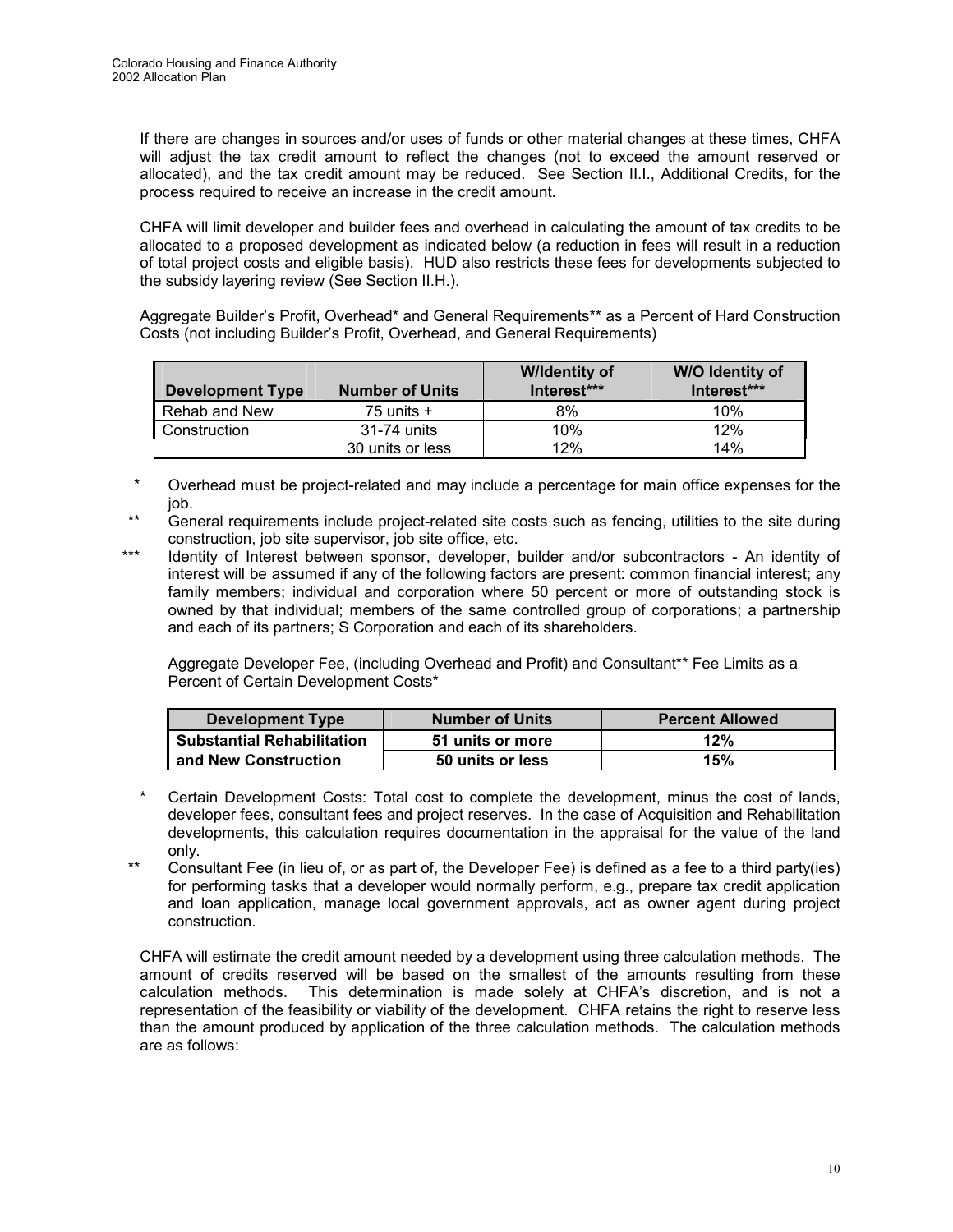If there are changes in sources and/or uses of funds or other material changes at these times, CHFA will adjust the tax credit amount to reflect the changes (not to exceed the amount reserved or allocated), and the tax credit amount may be reduced. See Section II.I., Additional Credits, for the process required to receive an increase in the credit amount.

CHFA will limit developer and builder fees and overhead in calculating the amount of tax credits to be allocated to a proposed development as indicated below (a reduction in fees will result in a reduction of total project costs and eligible basis). HUD also restricts these fees for developments subjected to the subsidy layering review (See Section II.H.).

Aggregate Builder's Profit, Overhead* and General Requirements** as a Percent of Hard Construction Costs (not including Builder's Profit, Overhead, and General Requirements)

| Development Type | Number of Units | W/Identity of Interest*** | W/O Identity of Interest*** |
|---|---|---|---|
| Rehab and New | 75 units + | 8% | 10% |
| Construction | 31-74 units | 10% | 12% |
| | 30 units or less | 12% | 14% |

\* Overhead must be project-related and may include a percentage for main office expenses for the job.

\*\* General requirements include project-related site costs such as fencing, utilities to the site during construction, job site supervisor, job site office, etc.

\*\*\* Identity of Interest between sponsor, developer, builder and/or subcontractors - An identity of interest will be assumed if any of the following factors are present: common financial interest; any family members; individual and corporation where 50 percent or more of outstanding stock is owned by that individual; members of the same controlled group of corporations; a partnership and each of its partners; S Corporation and each of its shareholders.

Aggregate Developer Fee, (including Overhead and Profit) and Consultant** Fee Limits as a Percent of Certain Development Costs*

| Development Type | Number of Units | Percent Allowed |
|---|---|---|
| **Substantial Rehabilitation** | **51 units or more** | **12%** |
| **and New Construction** | **50 units or less** | **15%** |

\* Certain Development Costs: Total cost to complete the development, minus the cost of lands, developer fees, consultant fees and project reserves. In the case of Acquisition and Rehabilitation developments, this calculation requires documentation in the appraisal for the value of the land only.

\*\* Consultant Fee (in lieu of, or as part of, the Developer Fee) is defined as a fee to a third party(ies) for performing tasks that a developer would normally perform, e.g., prepare tax credit application and loan application, manage local government approvals, act as owner agent during project construction.

CHFA will estimate the credit amount needed by a development using three calculation methods. The amount of credits reserved will be based on the smallest of the amounts resulting from these calculation methods. This determination is made solely at CHFA's discretion, and is not a representation of the feasibility or viability of the development. CHFA retains the right to reserve less than the amount produced by application of the three calculation methods. The calculation methods are as follows: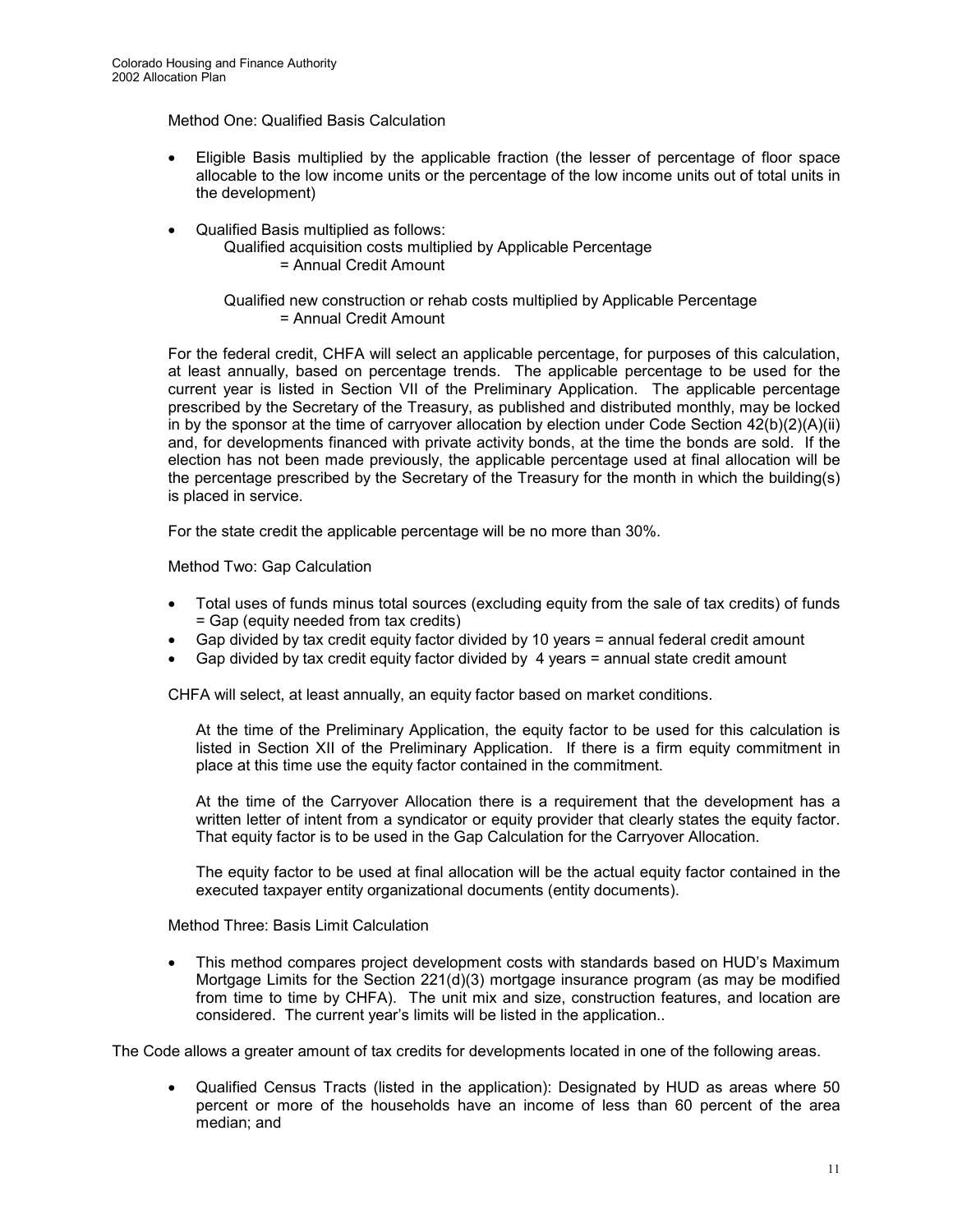Method One: Qualified Basis Calculation

- Eligible Basis multiplied by the applicable fraction (the lesser of percentage of floor space allocable to the low income units or the percentage of the low income units out of total units in the development)
- Qualified Basis multiplied as follows:

  Qualified acquisition costs multiplied by Applicable Percentage
  = Annual Credit Amount

  Qualified new construction or rehab costs multiplied by Applicable Percentage
  = Annual Credit Amount

For the federal credit, CHFA will select an applicable percentage, for purposes of this calculation, at least annually, based on percentage trends. The applicable percentage to be used for the current year is listed in Section VII of the Preliminary Application. The applicable percentage prescribed by the Secretary of the Treasury, as published and distributed monthly, may be locked in by the sponsor at the time of carryover allocation by election under Code Section 42(b)(2)(A)(ii) and, for developments financed with private activity bonds, at the time the bonds are sold. If the election has not been made previously, the applicable percentage used at final allocation will be the percentage prescribed by the Secretary of the Treasury for the month in which the building(s) is placed in service.

For the state credit the applicable percentage will be no more than 30%.

Method Two: Gap Calculation

- Total uses of funds minus total sources (excluding equity from the sale of tax credits) of funds = Gap (equity needed from tax credits)
- Gap divided by tax credit equity factor divided by 10 years = annual federal credit amount
- Gap divided by tax credit equity factor divided by 4 years = annual state credit amount

CHFA will select, at least annually, an equity factor based on market conditions.

At the time of the Preliminary Application, the equity factor to be used for this calculation is listed in Section XII of the Preliminary Application. If there is a firm equity commitment in place at this time use the equity factor contained in the commitment.

At the time of the Carryover Allocation there is a requirement that the development has a written letter of intent from a syndicator or equity provider that clearly states the equity factor. That equity factor is to be used in the Gap Calculation for the Carryover Allocation.

The equity factor to be used at final allocation will be the actual equity factor contained in the executed taxpayer entity organizational documents (entity documents).

Method Three: Basis Limit Calculation

- This method compares project development costs with standards based on HUD's Maximum Mortgage Limits for the Section 221(d)(3) mortgage insurance program (as may be modified from time to time by CHFA). The unit mix and size, construction features, and location are considered. The current year's limits will be listed in the application..

The Code allows a greater amount of tax credits for developments located in one of the following areas.

- Qualified Census Tracts (listed in the application): Designated by HUD as areas where 50 percent or more of the households have an income of less than 60 percent of the area median; and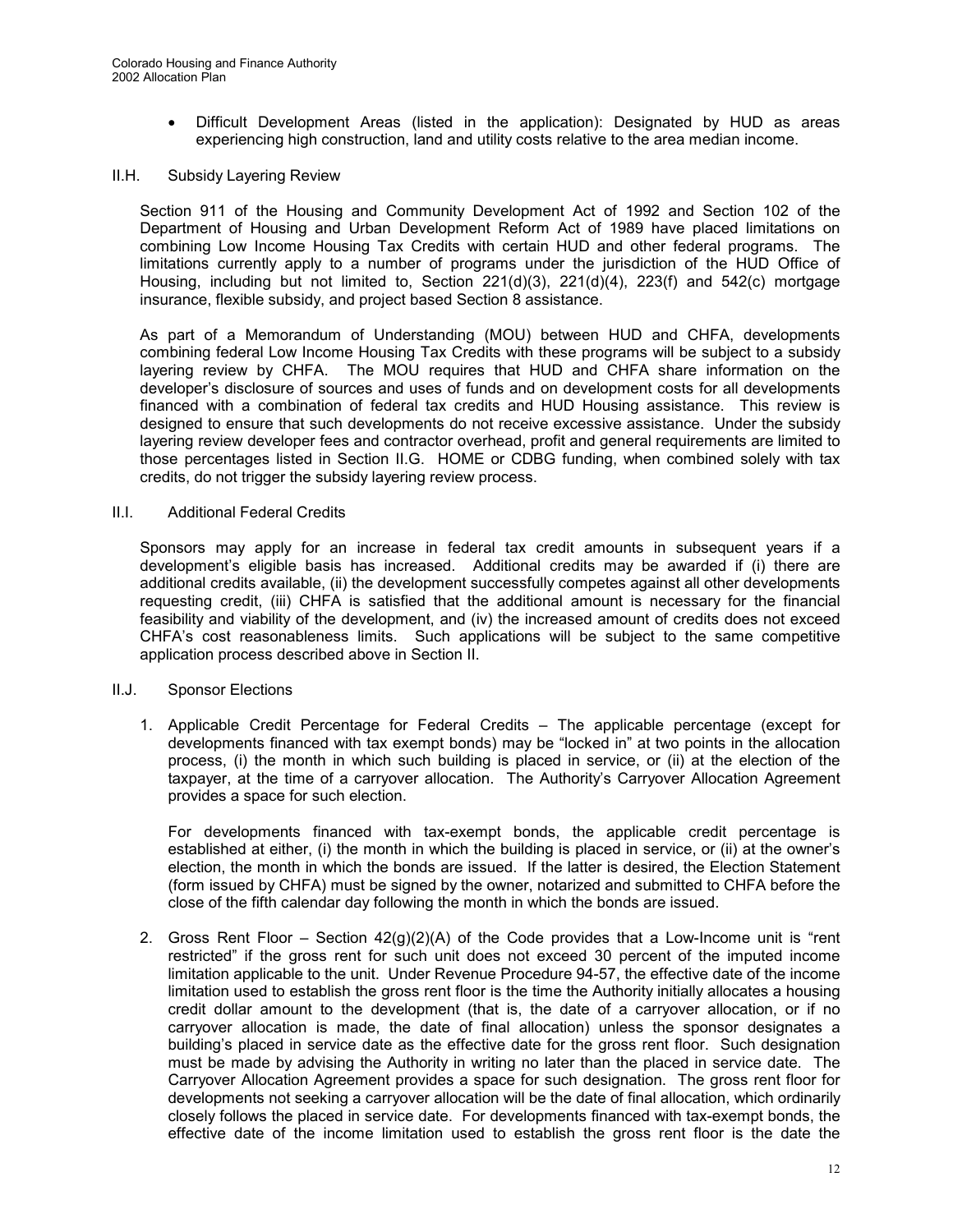- Difficult Development Areas (listed in the application): Designated by HUD as areas experiencing high construction, land and utility costs relative to the area median income.

## II.H. Subsidy Layering Review

Section 911 of the Housing and Community Development Act of 1992 and Section 102 of the Department of Housing and Urban Development Reform Act of 1989 have placed limitations on combining Low Income Housing Tax Credits with certain HUD and other federal programs. The limitations currently apply to a number of programs under the jurisdiction of the HUD Office of Housing, including but not limited to, Section 221(d)(3), 221(d)(4), 223(f) and 542(c) mortgage insurance, flexible subsidy, and project based Section 8 assistance.

As part of a Memorandum of Understanding (MOU) between HUD and CHFA, developments combining federal Low Income Housing Tax Credits with these programs will be subject to a subsidy layering review by CHFA. The MOU requires that HUD and CHFA share information on the developer's disclosure of sources and uses of funds and on development costs for all developments financed with a combination of federal tax credits and HUD Housing assistance. This review is designed to ensure that such developments do not receive excessive assistance. Under the subsidy layering review developer fees and contractor overhead, profit and general requirements are limited to those percentages listed in Section II.G. HOME or CDBG funding, when combined solely with tax credits, do not trigger the subsidy layering review process.

## II.I. Additional Federal Credits

Sponsors may apply for an increase in federal tax credit amounts in subsequent years if a development's eligible basis has increased. Additional credits may be awarded if (i) there are additional credits available, (ii) the development successfully competes against all other developments requesting credit, (iii) CHFA is satisfied that the additional amount is necessary for the financial feasibility and viability of the development, and (iv) the increased amount of credits does not exceed CHFA's cost reasonableness limits. Such applications will be subject to the same competitive application process described above in Section II.

## II.J. Sponsor Elections

1. Applicable Credit Percentage for Federal Credits – The applicable percentage (except for developments financed with tax exempt bonds) may be "locked in" at two points in the allocation process, (i) the month in which such building is placed in service, or (ii) at the election of the taxpayer, at the time of a carryover allocation. The Authority's Carryover Allocation Agreement provides a space for such election.

   For developments financed with tax-exempt bonds, the applicable credit percentage is established at either, (i) the month in which the building is placed in service, or (ii) at the owner's election, the month in which the bonds are issued. If the latter is desired, the Election Statement (form issued by CHFA) must be signed by the owner, notarized and submitted to CHFA before the close of the fifth calendar day following the month in which the bonds are issued.

2. Gross Rent Floor – Section 42(g)(2)(A) of the Code provides that a Low-Income unit is "rent restricted" if the gross rent for such unit does not exceed 30 percent of the imputed income limitation applicable to the unit. Under Revenue Procedure 94-57, the effective date of the income limitation used to establish the gross rent floor is the time the Authority initially allocates a housing credit dollar amount to the development (that is, the date of a carryover allocation, or if no carryover allocation is made, the date of final allocation) unless the sponsor designates a building's placed in service date as the effective date for the gross rent floor. Such designation must be made by advising the Authority in writing no later than the placed in service date. The Carryover Allocation Agreement provides a space for such designation. The gross rent floor for developments not seeking a carryover allocation will be the date of final allocation, which ordinarily closely follows the placed in service date. For developments financed with tax-exempt bonds, the effective date of the income limitation used to establish the gross rent floor is the date the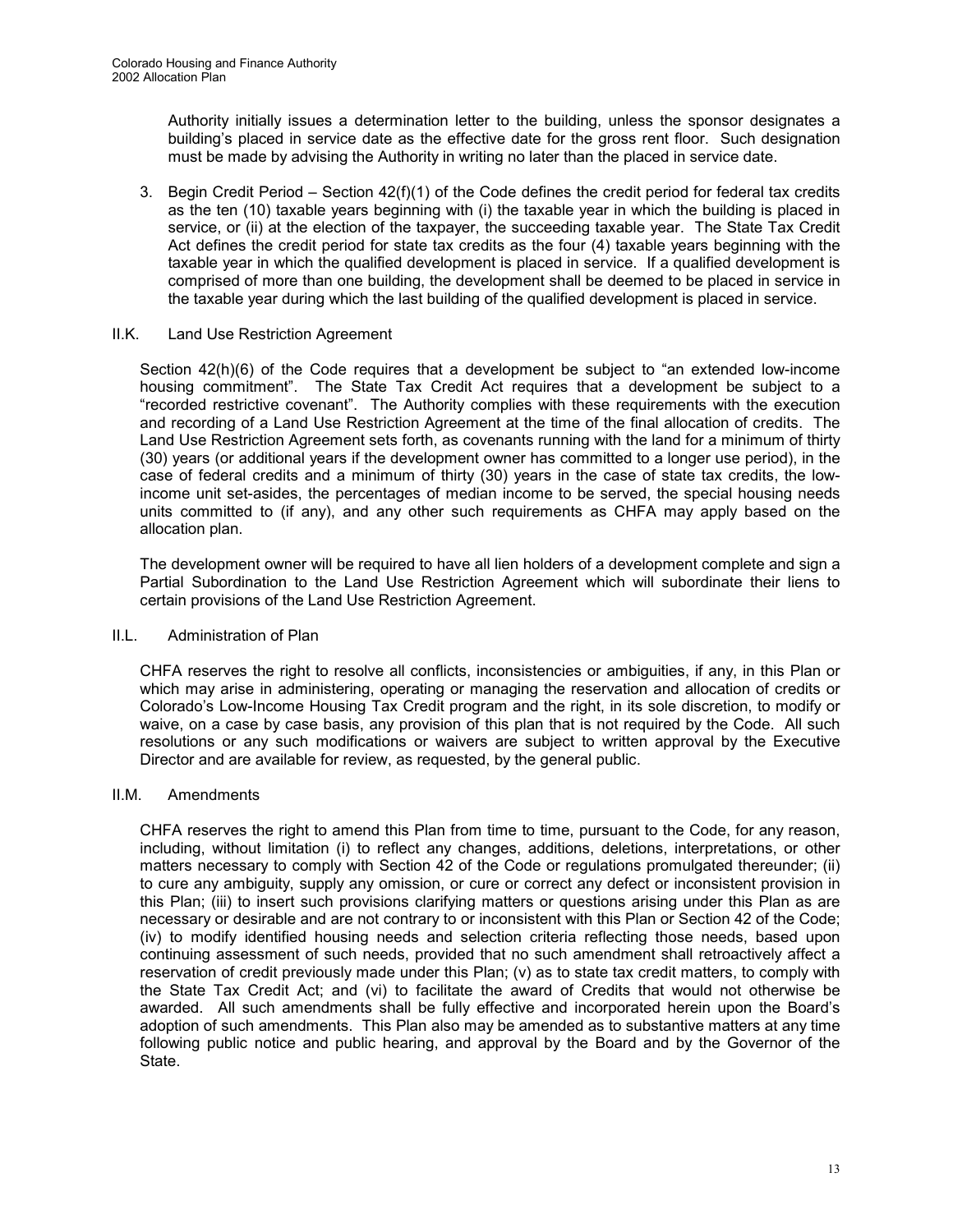Authority initially issues a determination letter to the building, unless the sponsor designates a building's placed in service date as the effective date for the gross rent floor. Such designation must be made by advising the Authority in writing no later than the placed in service date.

3. Begin Credit Period – Section 42(f)(1) of the Code defines the credit period for federal tax credits as the ten (10) taxable years beginning with (i) the taxable year in which the building is placed in service, or (ii) at the election of the taxpayer, the succeeding taxable year. The State Tax Credit Act defines the credit period for state tax credits as the four (4) taxable years beginning with the taxable year in which the qualified development is placed in service. If a qualified development is comprised of more than one building, the development shall be deemed to be placed in service in the taxable year during which the last building of the qualified development is placed in service.

## II.K. Land Use Restriction Agreement

Section 42(h)(6) of the Code requires that a development be subject to "an extended low-income housing commitment". The State Tax Credit Act requires that a development be subject to a "recorded restrictive covenant". The Authority complies with these requirements with the execution and recording of a Land Use Restriction Agreement at the time of the final allocation of credits. The Land Use Restriction Agreement sets forth, as covenants running with the land for a minimum of thirty (30) years (or additional years if the development owner has committed to a longer use period), in the case of federal credits and a minimum of thirty (30) years in the case of state tax credits, the low-income unit set-asides, the percentages of median income to be served, the special housing needs units committed to (if any), and any other such requirements as CHFA may apply based on the allocation plan.

The development owner will be required to have all lien holders of a development complete and sign a Partial Subordination to the Land Use Restriction Agreement which will subordinate their liens to certain provisions of the Land Use Restriction Agreement.

## II.L. Administration of Plan

CHFA reserves the right to resolve all conflicts, inconsistencies or ambiguities, if any, in this Plan or which may arise in administering, operating or managing the reservation and allocation of credits or Colorado's Low-Income Housing Tax Credit program and the right, in its sole discretion, to modify or waive, on a case by case basis, any provision of this plan that is not required by the Code. All such resolutions or any such modifications or waivers are subject to written approval by the Executive Director and are available for review, as requested, by the general public.

## II.M. Amendments

CHFA reserves the right to amend this Plan from time to time, pursuant to the Code, for any reason, including, without limitation (i) to reflect any changes, additions, deletions, interpretations, or other matters necessary to comply with Section 42 of the Code or regulations promulgated thereunder; (ii) to cure any ambiguity, supply any omission, or cure or correct any defect or inconsistent provision in this Plan; (iii) to insert such provisions clarifying matters or questions arising under this Plan as are necessary or desirable and are not contrary to or inconsistent with this Plan or Section 42 of the Code; (iv) to modify identified housing needs and selection criteria reflecting those needs, based upon continuing assessment of such needs, provided that no such amendment shall retroactively affect a reservation of credit previously made under this Plan; (v) as to state tax credit matters, to comply with the State Tax Credit Act; and (vi) to facilitate the award of Credits that would not otherwise be awarded. All such amendments shall be fully effective and incorporated herein upon the Board's adoption of such amendments. This Plan also may be amended as to substantive matters at any time following public notice and public hearing, and approval by the Board and by the Governor of the State.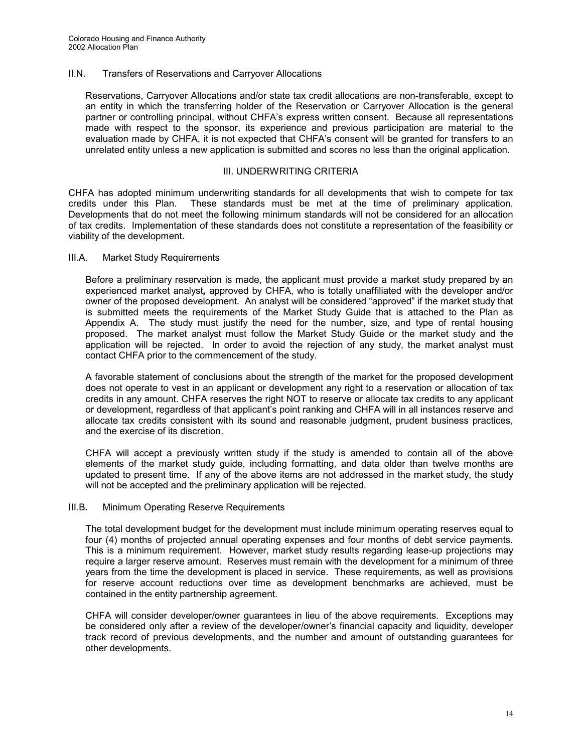## II.N. Transfers of Reservations and Carryover Allocations

Reservations, Carryover Allocations and/or state tax credit allocations are non-transferable, except to an entity in which the transferring holder of the Reservation or Carryover Allocation is the general partner or controlling principal, without CHFA's express written consent. Because all representations made with respect to the sponsor, its experience and previous participation are material to the evaluation made by CHFA, it is not expected that CHFA's consent will be granted for transfers to an unrelated entity unless a new application is submitted and scores no less than the original application.

# III. UNDERWRITING CRITERIA

CHFA has adopted minimum underwriting standards for all developments that wish to compete for tax credits under this Plan. These standards must be met at the time of preliminary application. Developments that do not meet the following minimum standards will not be considered for an allocation of tax credits. Implementation of these standards does not constitute a representation of the feasibility or viability of the development.

## III.A. Market Study Requirements

Before a preliminary reservation is made, the applicant must provide a market study prepared by an experienced market analyst*,* approved by CHFA, who is totally unaffiliated with the developer and/or owner of the proposed development. An analyst will be considered "approved" if the market study that is submitted meets the requirements of the Market Study Guide that is attached to the Plan as Appendix A. The study must justify the need for the number, size, and type of rental housing proposed. The market analyst must follow the Market Study Guide or the market study and the application will be rejected. In order to avoid the rejection of any study, the market analyst must contact CHFA prior to the commencement of the study.

A favorable statement of conclusions about the strength of the market for the proposed development does not operate to vest in an applicant or development any right to a reservation or allocation of tax credits in any amount. CHFA reserves the right NOT to reserve or allocate tax credits to any applicant or development, regardless of that applicant's point ranking and CHFA will in all instances reserve and allocate tax credits consistent with its sound and reasonable judgment, prudent business practices, and the exercise of its discretion.

CHFA will accept a previously written study if the study is amended to contain all of the above elements of the market study guide, including formatting, and data older than twelve months are updated to present time. If any of the above items are not addressed in the market study, the study will not be accepted and the preliminary application will be rejected.

## III.B*.* Minimum Operating Reserve Requirements

The total development budget for the development must include minimum operating reserves equal to four (4) months of projected annual operating expenses and four months of debt service payments. This is a minimum requirement. However, market study results regarding lease-up projections may require a larger reserve amount. Reserves must remain with the development for a minimum of three years from the time the development is placed in service. These requirements, as well as provisions for reserve account reductions over time as development benchmarks are achieved, must be contained in the entity partnership agreement.

CHFA will consider developer/owner guarantees in lieu of the above requirements. Exceptions may be considered only after a review of the developer/owner's financial capacity and liquidity, developer track record of previous developments, and the number and amount of outstanding guarantees for other developments.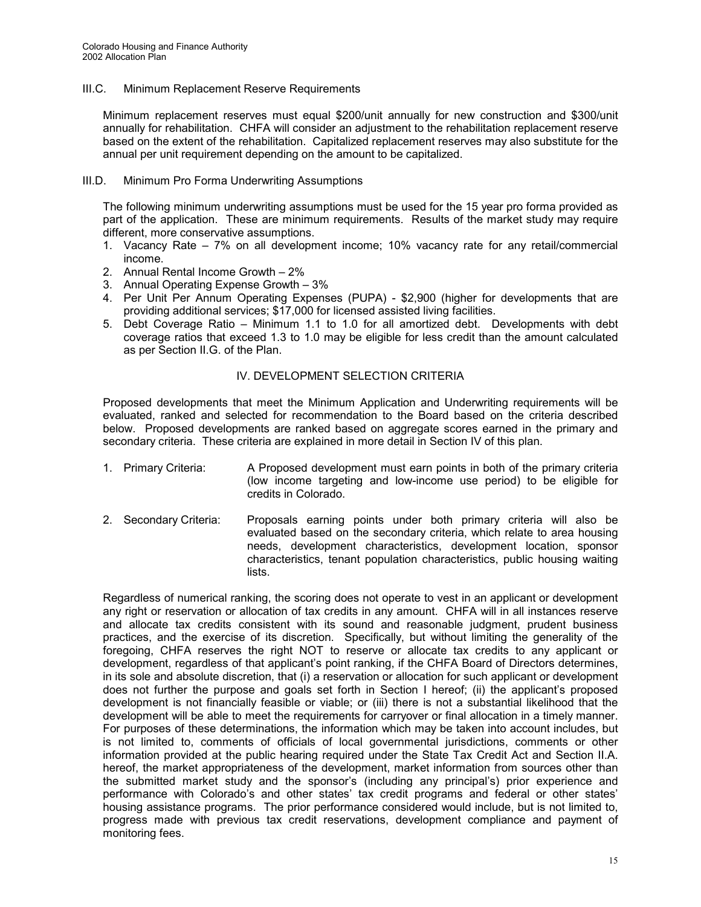### III.C. Minimum Replacement Reserve Requirements

Minimum replacement reserves must equal $200/unit annually for new construction and $300/unit annually for rehabilitation. CHFA will consider an adjustment to the rehabilitation replacement reserve based on the extent of the rehabilitation. Capitalized replacement reserves may also substitute for the annual per unit requirement depending on the amount to be capitalized.

### III.D. Minimum Pro Forma Underwriting Assumptions

The following minimum underwriting assumptions must be used for the 15 year pro forma provided as part of the application. These are minimum requirements. Results of the market study may require different, more conservative assumptions.

1. Vacancy Rate – 7% on all development income; 10% vacancy rate for any retail/commercial income.
2. Annual Rental Income Growth – 2%
3. Annual Operating Expense Growth – 3%
4. Per Unit Per Annum Operating Expenses (PUPA) - $2,900 (higher for developments that are providing additional services; $17,000 for licensed assisted living facilities.
5. Debt Coverage Ratio – Minimum 1.1 to 1.0 for all amortized debt. Developments with debt coverage ratios that exceed 1.3 to 1.0 may be eligible for less credit than the amount calculated as per Section II.G. of the Plan.

## IV. DEVELOPMENT SELECTION CRITERIA

Proposed developments that meet the Minimum Application and Underwriting requirements will be evaluated, ranked and selected for recommendation to the Board based on the criteria described below. Proposed developments are ranked based on aggregate scores earned in the primary and secondary criteria. These criteria are explained in more detail in Section IV of this plan.

1. Primary Criteria: A Proposed development must earn points in both of the primary criteria (low income targeting and low-income use period) to be eligible for credits in Colorado.

2. Secondary Criteria: Proposals earning points under both primary criteria will also be evaluated based on the secondary criteria, which relate to area housing needs, development characteristics, development location, sponsor characteristics, tenant population characteristics, public housing waiting lists.

Regardless of numerical ranking, the scoring does not operate to vest in an applicant or development any right or reservation or allocation of tax credits in any amount. CHFA will in all instances reserve and allocate tax credits consistent with its sound and reasonable judgment, prudent business practices, and the exercise of its discretion. Specifically, but without limiting the generality of the foregoing, CHFA reserves the right NOT to reserve or allocate tax credits to any applicant or development, regardless of that applicant's point ranking, if the CHFA Board of Directors determines, in its sole and absolute discretion, that (i) a reservation or allocation for such applicant or development does not further the purpose and goals set forth in Section I hereof; (ii) the applicant's proposed development is not financially feasible or viable; or (iii) there is not a substantial likelihood that the development will be able to meet the requirements for carryover or final allocation in a timely manner. For purposes of these determinations, the information which may be taken into account includes, but is not limited to, comments of officials of local governmental jurisdictions, comments or other information provided at the public hearing required under the State Tax Credit Act and Section II.A. hereof, the market appropriateness of the development, market information from sources other than the submitted market study and the sponsor's (including any principal's) prior experience and performance with Colorado's and other states' tax credit programs and federal or other states' housing assistance programs. The prior performance considered would include, but is not limited to, progress made with previous tax credit reservations, development compliance and payment of monitoring fees.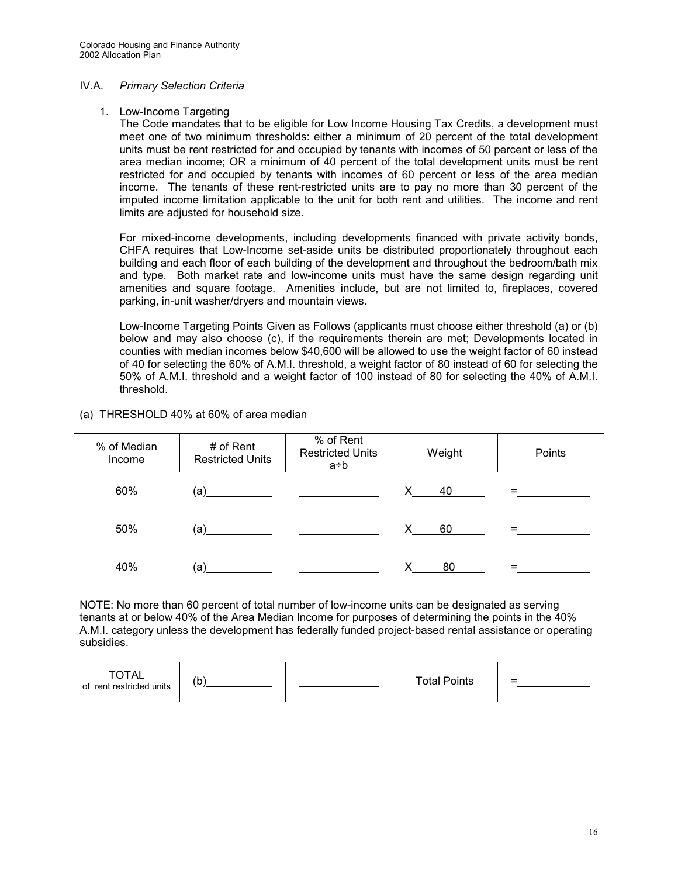## IV.A. *Primary Selection Criteria*

1. Low-Income Targeting

   The Code mandates that to be eligible for Low Income Housing Tax Credits, a development must meet one of two minimum thresholds: either a minimum of 20 percent of the total development units must be rent restricted for and occupied by tenants with incomes of 50 percent or less of the area median income; OR a minimum of 40 percent of the total development units must be rent restricted for and occupied by tenants with incomes of 60 percent or less of the area median income. The tenants of these rent-restricted units are to pay no more than 30 percent of the imputed income limitation applicable to the unit for both rent and utilities. The income and rent limits are adjusted for household size.

   For mixed-income developments, including developments financed with private activity bonds, CHFA requires that Low-Income set-aside units be distributed proportionately throughout each building and each floor of each building of the development and throughout the bedroom/bath mix and type. Both market rate and low-income units must have the same design regarding unit amenities and square footage. Amenities include, but are not limited to, fireplaces, covered parking, in-unit washer/dryers and mountain views.

   Low-Income Targeting Points Given as Follows (applicants must choose either threshold (a) or (b) below and may also choose (c), if the requirements therein are met; Developments located in counties with median incomes below $40,600 will be allowed to use the weight factor of 60 instead of 40 for selecting the 60% of A.M.I. threshold, a weight factor of 80 instead of 60 for selecting the 50% of A.M.I. threshold and a weight factor of 100 instead of 80 for selecting the 40% of A.M.I. threshold.

(a) THRESHOLD 40% at 60% of area median

| % of Median Income | # of Rent Restricted Units | % of Rent Restricted Units a÷b | Weight | Points |
|---|---|---|---|---|
| 60% | (a)\_\_\_\_\_\_\_\_ | \_\_\_\_\_\_\_\_ | X 40 | = \_\_\_\_\_\_\_\_ |
| 50% | (a)\_\_\_\_\_\_\_\_ | \_\_\_\_\_\_\_\_ | X 60 | = \_\_\_\_\_\_\_\_ |
| 40% | (a)\_\_\_\_\_\_\_\_ | \_\_\_\_\_\_\_\_ | X 80 | = \_\_\_\_\_\_\_\_ |
| NOTE: No more than 60 percent of total number of low-income units can be designated as serving tenants at or below 40% of the Area Median Income for purposes of determining the points in the 40% A.M.I. category unless the development has federally funded project-based rental assistance or operating subsidies. | | | | |
| TOTAL of rent restricted units | (b)\_\_\_\_\_\_\_\_ | \_\_\_\_\_\_\_\_ | Total Points | = \_\_\_\_\_\_\_\_ |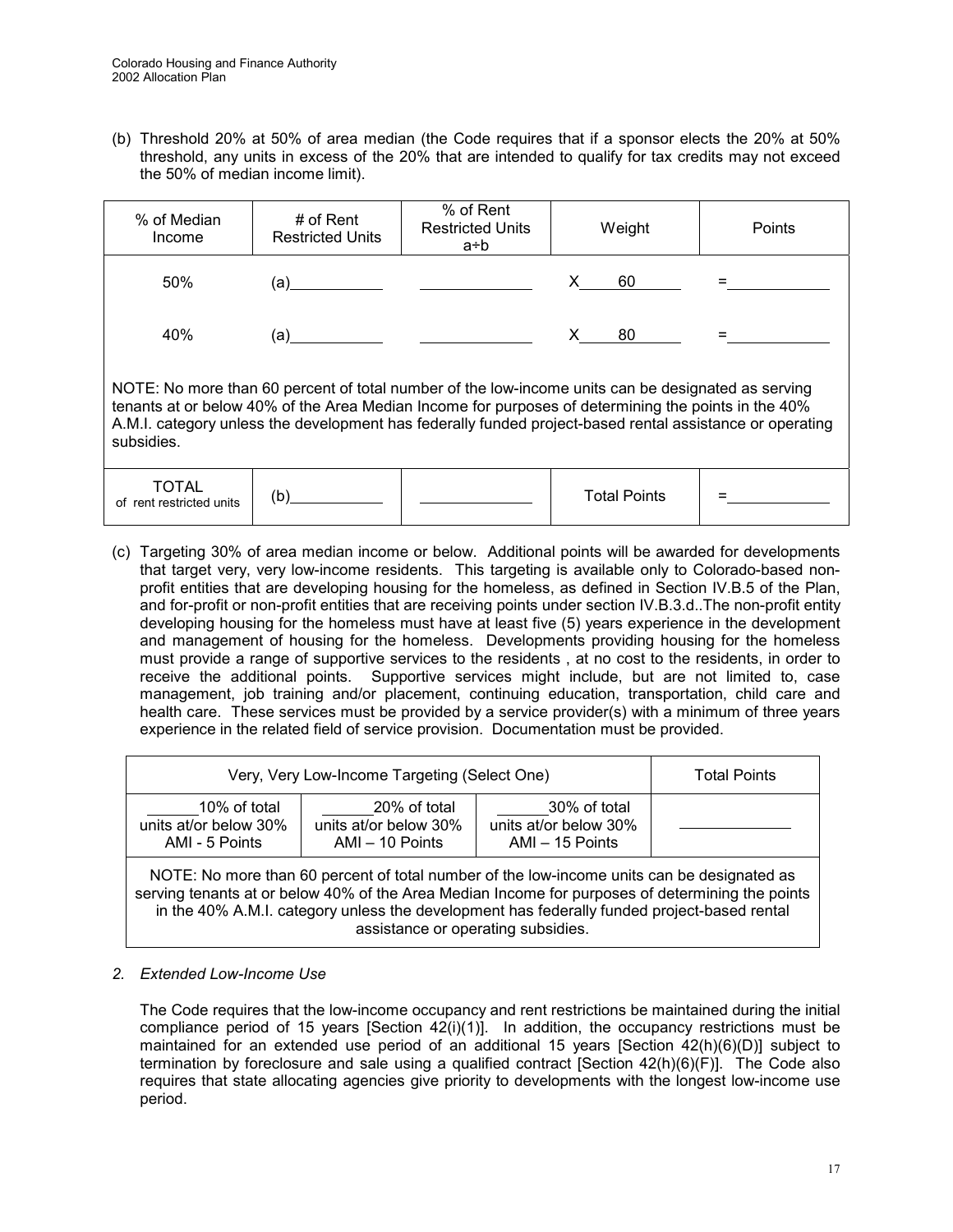(b) Threshold 20% at 50% of area median (the Code requires that if a sponsor elects the 20% at 50% threshold, any units in excess of the 20% that are intended to qualify for tax credits may not exceed the 50% of median income limit).

| % of Median Income | # of Rent Restricted Units | % of Rent Restricted Units a÷b | Weight | Points |
|---|---|---|---|---|
| 50% | (a)__________ | ____________ | X____60_____ | =___________ |
| 40% | (a)__________ | ____________ | X____80_____ | =___________ |
| NOTE: No more than 60 percent of total number of the low-income units can be designated as serving tenants at or below 40% of the Area Median Income for purposes of determining the points in the 40% A.M.I. category unless the development has federally funded project-based rental assistance or operating subsidies. | | | | |
| TOTAL of rent restricted units | (b)__________ | ____________ | Total Points | =___________ |

(c) Targeting 30% of area median income or below. Additional points will be awarded for developments that target very, very low-income residents. This targeting is available only to Colorado-based non-profit entities that are developing housing for the homeless, as defined in Section IV.B.5 of the Plan, and for-profit or non-profit entities that are receiving points under section IV.B.3.d..The non-profit entity developing housing for the homeless must have at least five (5) years experience in the development and management of housing for the homeless. Developments providing housing for the homeless must provide a range of supportive services to the residents , at no cost to the residents, in order to receive the additional points. Supportive services might include, but are not limited to, case management, job training and/or placement, continuing education, transportation, child care and health care. These services must be provided by a service provider(s) with a minimum of three years experience in the related field of service provision. Documentation must be provided.

| Very, Very Low-Income Targeting (Select One) | | | Total Points |
|---|---|---|---|
| ______10% of total units at/or below 30% AMI - 5 Points | ______20% of total units at/or below 30% AMI – 10 Points | ______30% of total units at/or below 30% AMI – 15 Points | ____________ |
| NOTE: No more than 60 percent of total number of the low-income units can be designated as serving tenants at or below 40% of the Area Median Income for purposes of determining the points in the 40% A.M.I. category unless the development has federally funded project-based rental assistance or operating subsidies. | | | |

*2. Extended Low-Income Use*

The Code requires that the low-income occupancy and rent restrictions be maintained during the initial compliance period of 15 years [Section 42(i)(1)]. In addition, the occupancy restrictions must be maintained for an extended use period of an additional 15 years [Section 42(h)(6)(D)] subject to termination by foreclosure and sale using a qualified contract [Section 42(h)(6)(F)]. The Code also requires that state allocating agencies give priority to developments with the longest low-income use period.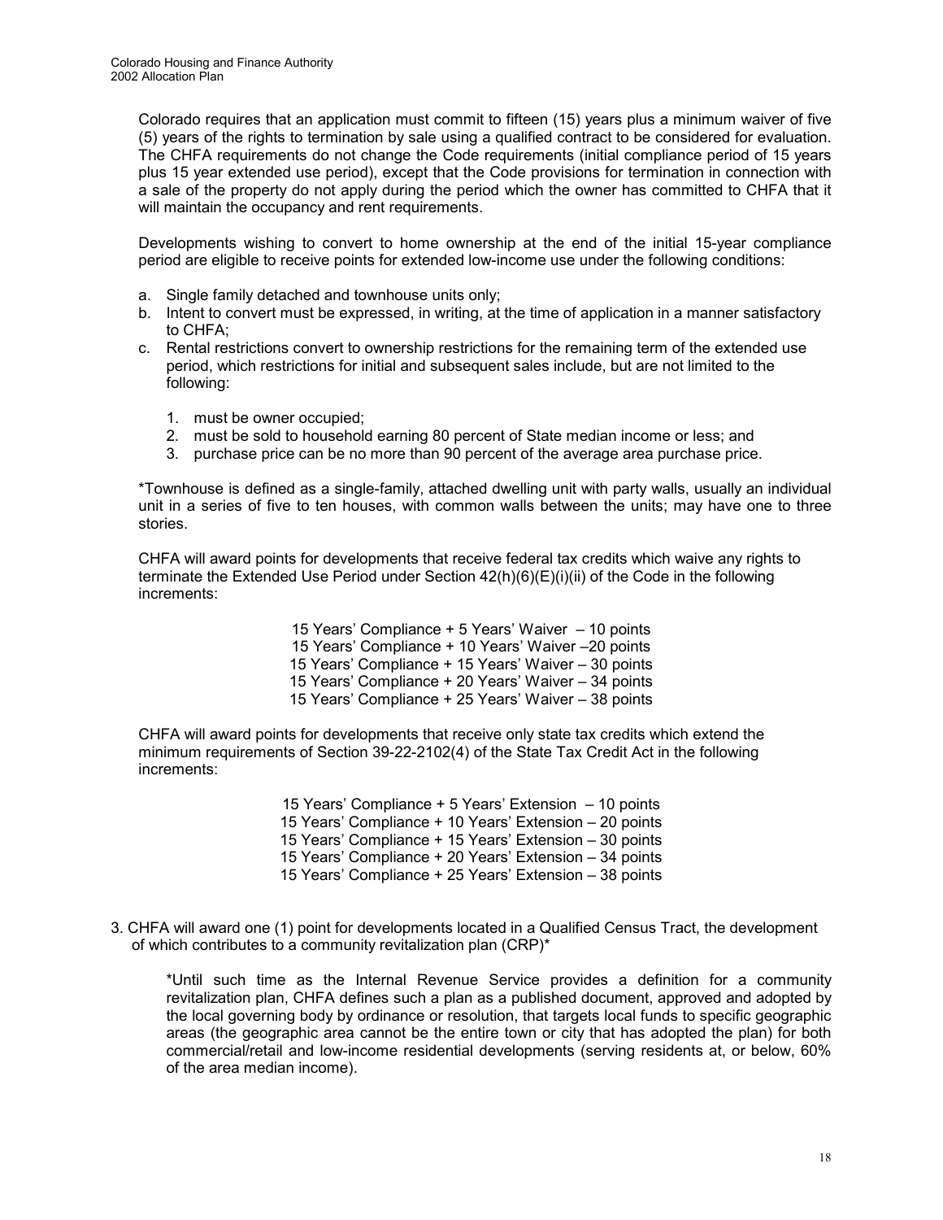Colorado requires that an application must commit to fifteen (15) years plus a minimum waiver of five (5) years of the rights to termination by sale using a qualified contract to be considered for evaluation. The CHFA requirements do not change the Code requirements (initial compliance period of 15 years plus 15 year extended use period), except that the Code provisions for termination in connection with a sale of the property do not apply during the period which the owner has committed to CHFA that it will maintain the occupancy and rent requirements.

Developments wishing to convert to home ownership at the end of the initial 15-year compliance period are eligible to receive points for extended low-income use under the following conditions:

a. Single family detached and townhouse units only;
b. Intent to convert must be expressed, in writing, at the time of application in a manner satisfactory to CHFA;
c. Rental restrictions convert to ownership restrictions for the remaining term of the extended use period, which restrictions for initial and subsequent sales include, but are not limited to the following:

    1. must be owner occupied;
    2. must be sold to household earning 80 percent of State median income or less; and
    3. purchase price can be no more than 90 percent of the average area purchase price.

*Townhouse is defined as a single-family, attached dwelling unit with party walls, usually an individual unit in a series of five to ten houses, with common walls between the units; may have one to three stories.

CHFA will award points for developments that receive federal tax credits which waive any rights to terminate the Extended Use Period under Section 42(h)(6)(E)(i)(ii) of the Code in the following increments:

15 Years' Compliance + 5 Years' Waiver – 10 points
15 Years' Compliance + 10 Years' Waiver –20 points
15 Years' Compliance + 15 Years' Waiver – 30 points
15 Years' Compliance + 20 Years' Waiver – 34 points
15 Years' Compliance + 25 Years' Waiver – 38 points

CHFA will award points for developments that receive only state tax credits which extend the minimum requirements of Section 39-22-2102(4) of the State Tax Credit Act in the following increments:

15 Years' Compliance + 5 Years' Extension – 10 points
15 Years' Compliance + 10 Years' Extension – 20 points
15 Years' Compliance + 15 Years' Extension – 30 points
15 Years' Compliance + 20 Years' Extension – 34 points
15 Years' Compliance + 25 Years' Extension – 38 points

3. CHFA will award one (1) point for developments located in a Qualified Census Tract, the development of which contributes to a community revitalization plan (CRP)*

    *Until such time as the Internal Revenue Service provides a definition for a community revitalization plan, CHFA defines such a plan as a published document, approved and adopted by the local governing body by ordinance or resolution, that targets local funds to specific geographic areas (the geographic area cannot be the entire town or city that has adopted the plan) for both commercial/retail and low-income residential developments (serving residents at, or below, 60% of the area median income).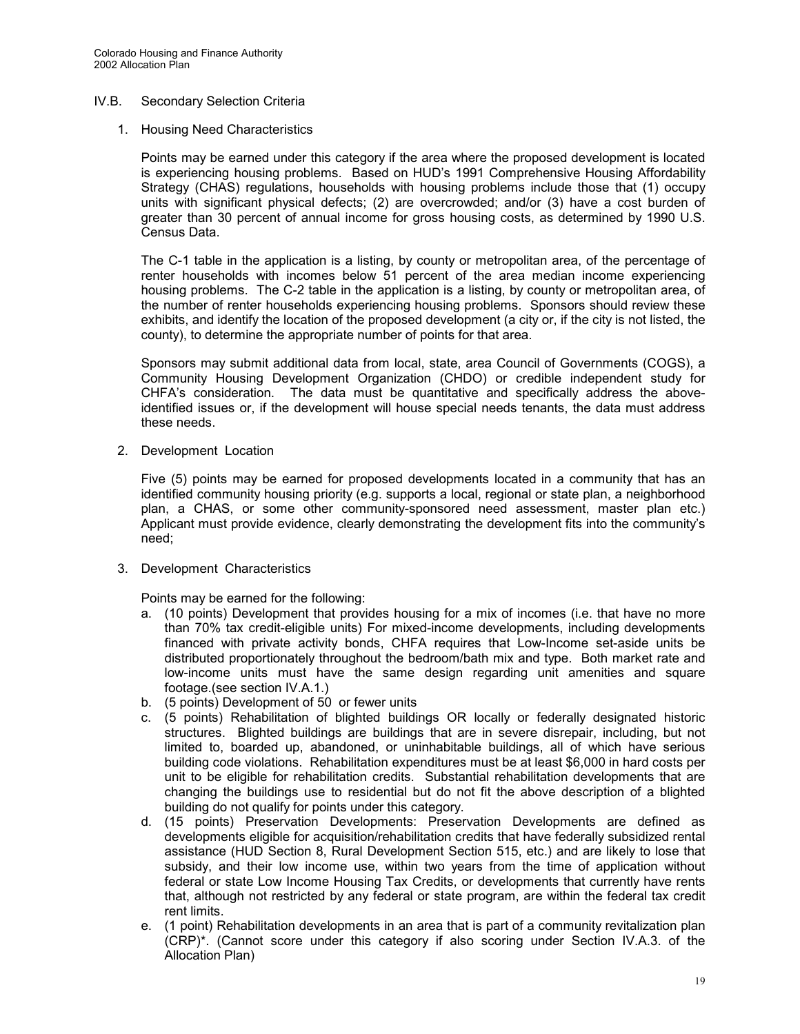## IV.B. Secondary Selection Criteria

1. Housing Need Characteristics

   Points may be earned under this category if the area where the proposed development is located is experiencing housing problems. Based on HUD's 1991 Comprehensive Housing Affordability Strategy (CHAS) regulations, households with housing problems include those that (1) occupy units with significant physical defects; (2) are overcrowded; and/or (3) have a cost burden of greater than 30 percent of annual income for gross housing costs, as determined by 1990 U.S. Census Data.

   The C-1 table in the application is a listing, by county or metropolitan area, of the percentage of renter households with incomes below 51 percent of the area median income experiencing housing problems. The C-2 table in the application is a listing, by county or metropolitan area, of the number of renter households experiencing housing problems. Sponsors should review these exhibits, and identify the location of the proposed development (a city or, if the city is not listed, the county), to determine the appropriate number of points for that area.

   Sponsors may submit additional data from local, state, area Council of Governments (COGS), a Community Housing Development Organization (CHDO) or credible independent study for CHFA's consideration. The data must be quantitative and specifically address the above-identified issues or, if the development will house special needs tenants, the data must address these needs.

2. Development Location

   Five (5) points may be earned for proposed developments located in a community that has an identified community housing priority (e.g. supports a local, regional or state plan, a neighborhood plan, a CHAS, or some other community-sponsored need assessment, master plan etc.) Applicant must provide evidence, clearly demonstrating the development fits into the community's need;

3. Development Characteristics

   Points may be earned for the following:

   a. (10 points) Development that provides housing for a mix of incomes (i.e. that have no more than 70% tax credit-eligible units) For mixed-income developments, including developments financed with private activity bonds, CHFA requires that Low-Income set-aside units be distributed proportionately throughout the bedroom/bath mix and type. Both market rate and low-income units must have the same design regarding unit amenities and square footage.(see section IV.A.1.)
   b. (5 points) Development of 50 or fewer units
   c. (5 points) Rehabilitation of blighted buildings OR locally or federally designated historic structures. Blighted buildings are buildings that are in severe disrepair, including, but not limited to, boarded up, abandoned, or uninhabitable buildings, all of which have serious building code violations. Rehabilitation expenditures must be at least $6,000 in hard costs per unit to be eligible for rehabilitation credits. Substantial rehabilitation developments that are changing the buildings use to residential but do not fit the above description of a blighted building do not qualify for points under this category.
   d. (15 points) Preservation Developments: Preservation Developments are defined as developments eligible for acquisition/rehabilitation credits that have federally subsidized rental assistance (HUD Section 8, Rural Development Section 515, etc.) and are likely to lose that subsidy, and their low income use, within two years from the time of application without federal or state Low Income Housing Tax Credits, or developments that currently have rents that, although not restricted by any federal or state program, are within the federal tax credit rent limits.
   e. (1 point) Rehabilitation developments in an area that is part of a community revitalization plan (CRP)*. (Cannot score under this category if also scoring under Section IV.A.3. of the Allocation Plan)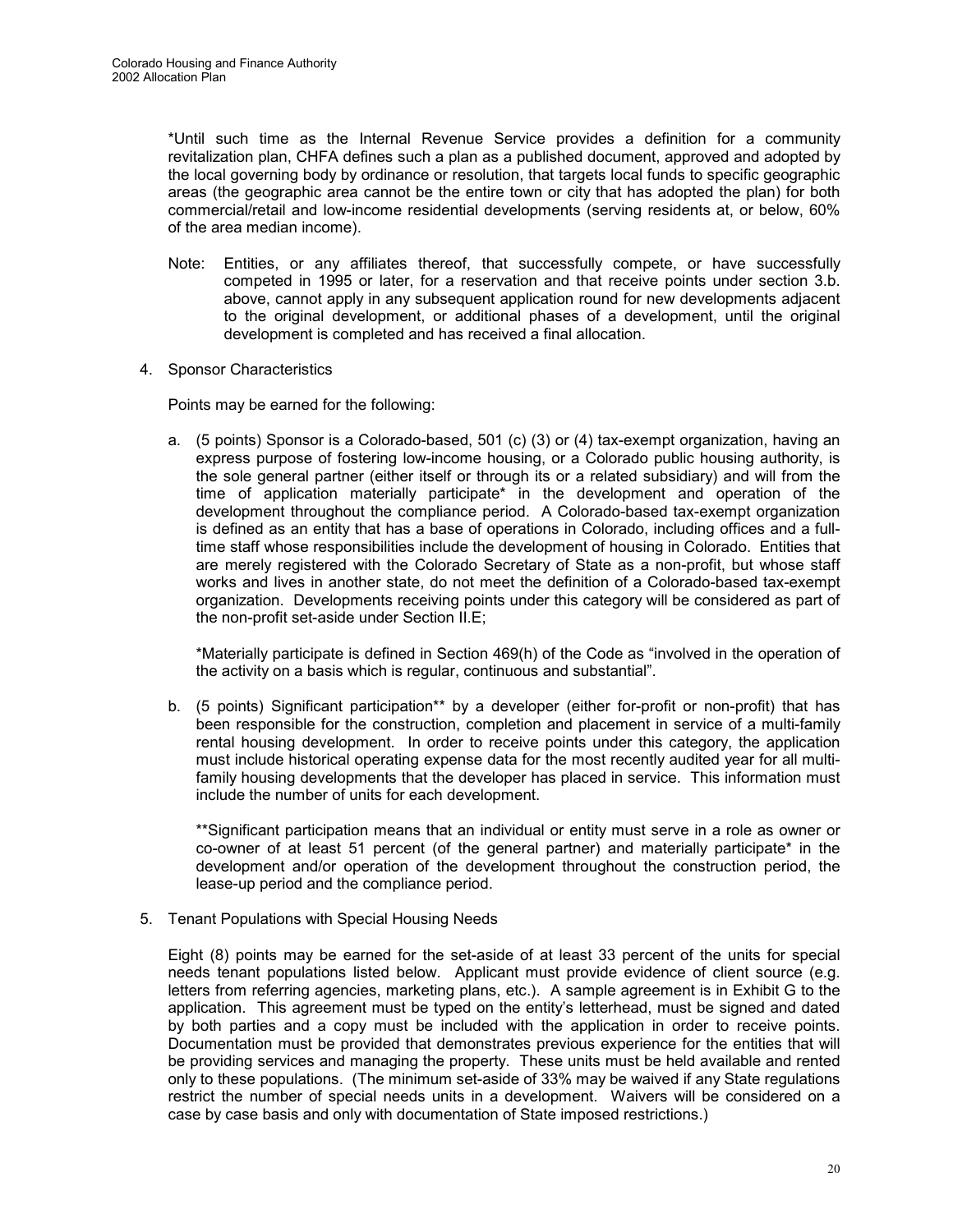*Until such time as the Internal Revenue Service provides a definition for a community revitalization plan, CHFA defines such a plan as a published document, approved and adopted by the local governing body by ordinance or resolution, that targets local funds to specific geographic areas (the geographic area cannot be the entire town or city that has adopted the plan) for both commercial/retail and low-income residential developments (serving residents at, or below, 60% of the area median income).

Note: Entities, or any affiliates thereof, that successfully compete, or have successfully competed in 1995 or later, for a reservation and that receive points under section 3.b. above, cannot apply in any subsequent application round for new developments adjacent to the original development, or additional phases of a development, until the original development is completed and has received a final allocation.

4. Sponsor Characteristics

   Points may be earned for the following:

   a. (5 points) Sponsor is a Colorado-based, 501 (c) (3) or (4) tax-exempt organization, having an express purpose of fostering low-income housing, or a Colorado public housing authority, is the sole general partner (either itself or through its or a related subsidiary) and will from the time of application materially participate* in the development and operation of the development throughout the compliance period. A Colorado-based tax-exempt organization is defined as an entity that has a base of operations in Colorado, including offices and a full-time staff whose responsibilities include the development of housing in Colorado. Entities that are merely registered with the Colorado Secretary of State as a non-profit, but whose staff works and lives in another state, do not meet the definition of a Colorado-based tax-exempt organization. Developments receiving points under this category will be considered as part of the non-profit set-aside under Section II.E;

      *Materially participate is defined in Section 469(h) of the Code as "involved in the operation of the activity on a basis which is regular, continuous and substantial".

   b. (5 points) Significant participation** by a developer (either for-profit or non-profit) that has been responsible for the construction, completion and placement in service of a multi-family rental housing development. In order to receive points under this category, the application must include historical operating expense data for the most recently audited year for all multi-family housing developments that the developer has placed in service. This information must include the number of units for each development.

      **Significant participation means that an individual or entity must serve in a role as owner or co-owner of at least 51 percent (of the general partner) and materially participate* in the development and/or operation of the development throughout the construction period, the lease-up period and the compliance period.

5. Tenant Populations with Special Housing Needs

   Eight (8) points may be earned for the set-aside of at least 33 percent of the units for special needs tenant populations listed below. Applicant must provide evidence of client source (e.g. letters from referring agencies, marketing plans, etc.). A sample agreement is in Exhibit G to the application. This agreement must be typed on the entity's letterhead, must be signed and dated by both parties and a copy must be included with the application in order to receive points. Documentation must be provided that demonstrates previous experience for the entities that will be providing services and managing the property. These units must be held available and rented only to these populations. (The minimum set-aside of 33% may be waived if any State regulations restrict the number of special needs units in a development. Waivers will be considered on a case by case basis and only with documentation of State imposed restrictions.)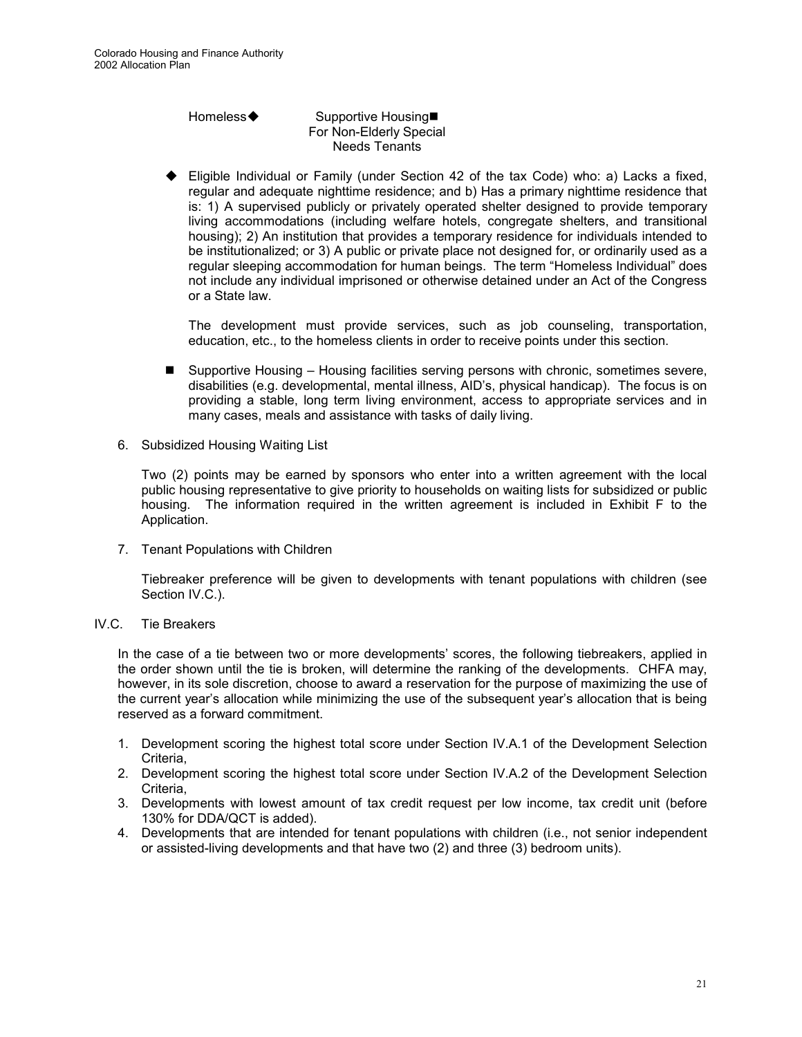Homeless◆ Supportive Housing■ For Non-Elderly Special Needs Tenants

◆ Eligible Individual or Family (under Section 42 of the tax Code) who: a) Lacks a fixed, regular and adequate nighttime residence; and b) Has a primary nighttime residence that is: 1) A supervised publicly or privately operated shelter designed to provide temporary living accommodations (including welfare hotels, congregate shelters, and transitional housing); 2) An institution that provides a temporary residence for individuals intended to be institutionalized; or 3) A public or private place not designed for, or ordinarily used as a regular sleeping accommodation for human beings. The term "Homeless Individual" does not include any individual imprisoned or otherwise detained under an Act of the Congress or a State law.

The development must provide services, such as job counseling, transportation, education, etc., to the homeless clients in order to receive points under this section.

■ Supportive Housing – Housing facilities serving persons with chronic, sometimes severe, disabilities (e.g. developmental, mental illness, AID's, physical handicap). The focus is on providing a stable, long term living environment, access to appropriate services and in many cases, meals and assistance with tasks of daily living.

6. Subsidized Housing Waiting List

   Two (2) points may be earned by sponsors who enter into a written agreement with the local public housing representative to give priority to households on waiting lists for subsidized or public housing. The information required in the written agreement is included in Exhibit F to the Application.

7. Tenant Populations with Children

   Tiebreaker preference will be given to developments with tenant populations with children (see Section IV.C.).

## IV.C. Tie Breakers

In the case of a tie between two or more developments' scores, the following tiebreakers, applied in the order shown until the tie is broken, will determine the ranking of the developments. CHFA may, however, in its sole discretion, choose to award a reservation for the purpose of maximizing the use of the current year's allocation while minimizing the use of the subsequent year's allocation that is being reserved as a forward commitment.

1. Development scoring the highest total score under Section IV.A.1 of the Development Selection Criteria,
2. Development scoring the highest total score under Section IV.A.2 of the Development Selection Criteria,
3. Developments with lowest amount of tax credit request per low income, tax credit unit (before 130% for DDA/QCT is added).
4. Developments that are intended for tenant populations with children (i.e., not senior independent or assisted-living developments and that have two (2) and three (3) bedroom units).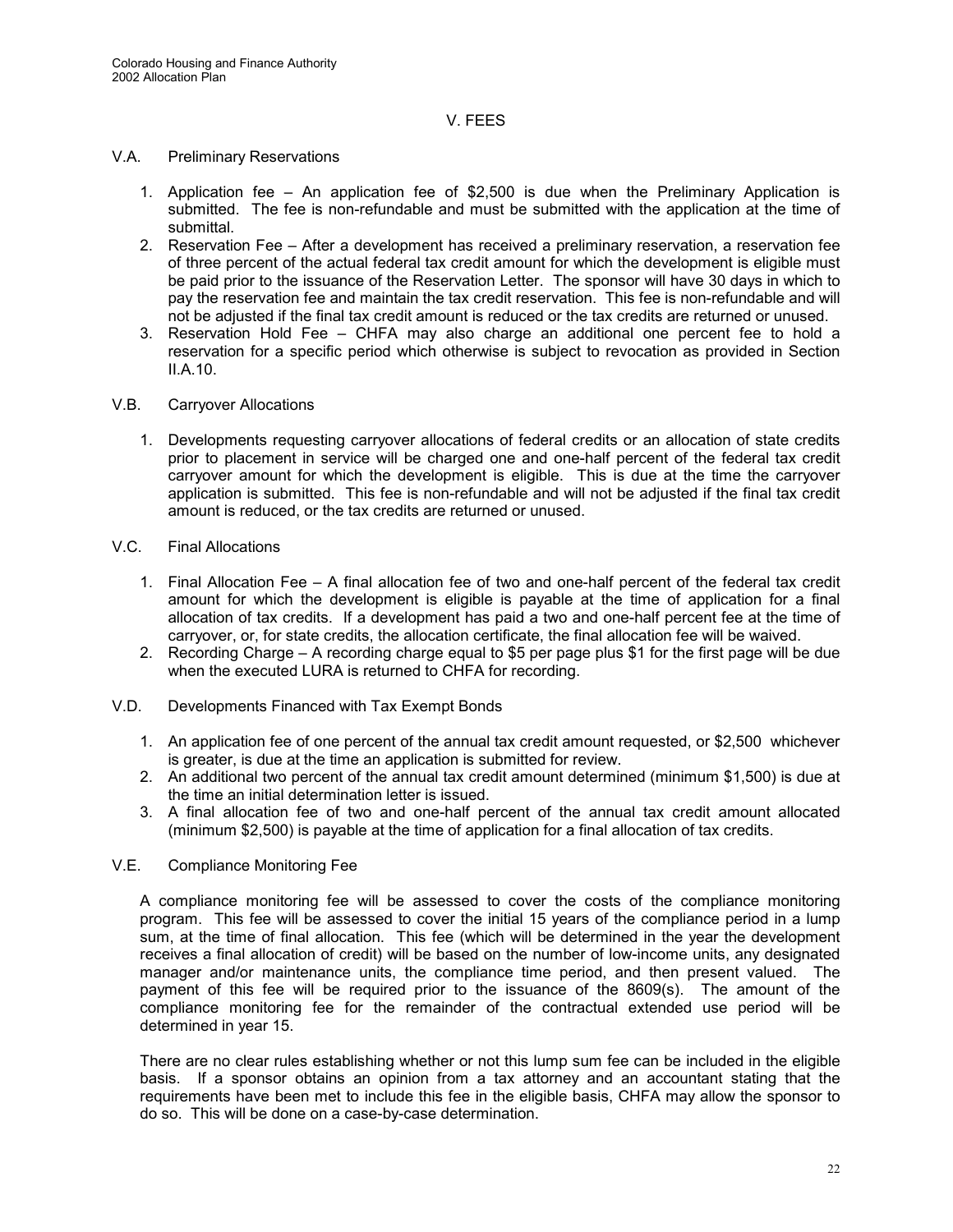## V. FEES

### V.A. Preliminary Reservations

1. Application fee – An application fee of $2,500 is due when the Preliminary Application is submitted. The fee is non-refundable and must be submitted with the application at the time of submittal.
2. Reservation Fee – After a development has received a preliminary reservation, a reservation fee of three percent of the actual federal tax credit amount for which the development is eligible must be paid prior to the issuance of the Reservation Letter. The sponsor will have 30 days in which to pay the reservation fee and maintain the tax credit reservation. This fee is non-refundable and will not be adjusted if the final tax credit amount is reduced or the tax credits are returned or unused.
3. Reservation Hold Fee – CHFA may also charge an additional one percent fee to hold a reservation for a specific period which otherwise is subject to revocation as provided in Section II.A.10.

### V.B. Carryover Allocations

1. Developments requesting carryover allocations of federal credits or an allocation of state credits prior to placement in service will be charged one and one-half percent of the federal tax credit carryover amount for which the development is eligible. This is due at the time the carryover application is submitted. This fee is non-refundable and will not be adjusted if the final tax credit amount is reduced, or the tax credits are returned or unused.

### V.C. Final Allocations

1. Final Allocation Fee – A final allocation fee of two and one-half percent of the federal tax credit amount for which the development is eligible is payable at the time of application for a final allocation of tax credits. If a development has paid a two and one-half percent fee at the time of carryover, or, for state credits, the allocation certificate, the final allocation fee will be waived.
2. Recording Charge – A recording charge equal to $5 per page plus $1 for the first page will be due when the executed LURA is returned to CHFA for recording.

### V.D. Developments Financed with Tax Exempt Bonds

1. An application fee of one percent of the annual tax credit amount requested, or $2,500 whichever is greater, is due at the time an application is submitted for review.
2. An additional two percent of the annual tax credit amount determined (minimum $1,500) is due at the time an initial determination letter is issued.
3. A final allocation fee of two and one-half percent of the annual tax credit amount allocated (minimum $2,500) is payable at the time of application for a final allocation of tax credits.

### V.E. Compliance Monitoring Fee

A compliance monitoring fee will be assessed to cover the costs of the compliance monitoring program. This fee will be assessed to cover the initial 15 years of the compliance period in a lump sum, at the time of final allocation. This fee (which will be determined in the year the development receives a final allocation of credit) will be based on the number of low-income units, any designated manager and/or maintenance units, the compliance time period, and then present valued. The payment of this fee will be required prior to the issuance of the 8609(s). The amount of the compliance monitoring fee for the remainder of the contractual extended use period will be determined in year 15.

There are no clear rules establishing whether or not this lump sum fee can be included in the eligible basis. If a sponsor obtains an opinion from a tax attorney and an accountant stating that the requirements have been met to include this fee in the eligible basis, CHFA may allow the sponsor to do so. This will be done on a case-by-case determination.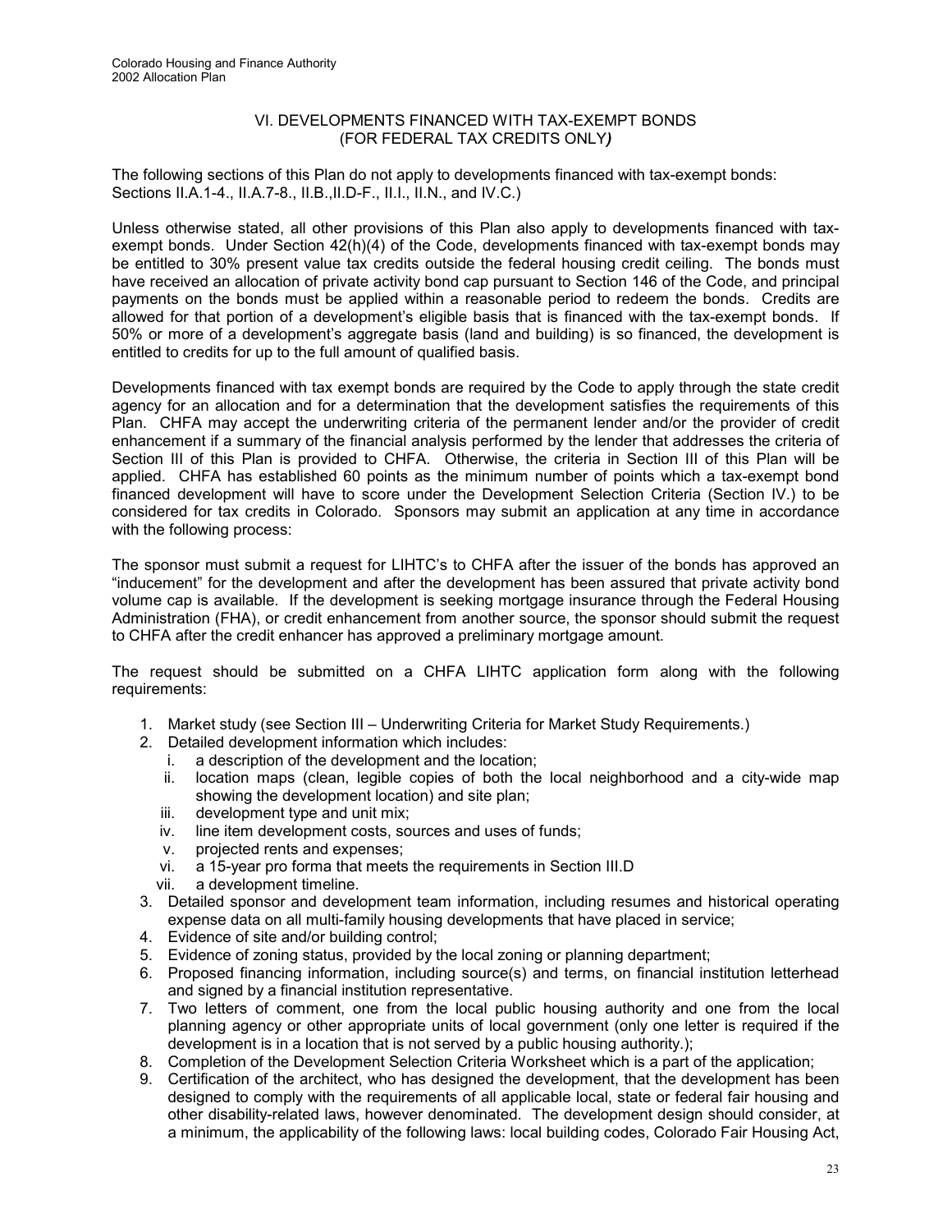## VI. DEVELOPMENTS FINANCED WITH TAX-EXEMPT BONDS (FOR FEDERAL TAX CREDITS ONLY*)*

The following sections of this Plan do not apply to developments financed with tax-exempt bonds: Sections II.A.1-4., II.A.7-8., II.B.,II.D-F., II.I., II.N., and IV.C.)

Unless otherwise stated, all other provisions of this Plan also apply to developments financed with tax-exempt bonds. Under Section 42(h)(4) of the Code, developments financed with tax-exempt bonds may be entitled to 30% present value tax credits outside the federal housing credit ceiling. The bonds must have received an allocation of private activity bond cap pursuant to Section 146 of the Code, and principal payments on the bonds must be applied within a reasonable period to redeem the bonds. Credits are allowed for that portion of a development's eligible basis that is financed with the tax-exempt bonds. If 50% or more of a development's aggregate basis (land and building) is so financed, the development is entitled to credits for up to the full amount of qualified basis.

Developments financed with tax exempt bonds are required by the Code to apply through the state credit agency for an allocation and for a determination that the development satisfies the requirements of this Plan. CHFA may accept the underwriting criteria of the permanent lender and/or the provider of credit enhancement if a summary of the financial analysis performed by the lender that addresses the criteria of Section III of this Plan is provided to CHFA. Otherwise, the criteria in Section III of this Plan will be applied. CHFA has established 60 points as the minimum number of points which a tax-exempt bond financed development will have to score under the Development Selection Criteria (Section IV.) to be considered for tax credits in Colorado. Sponsors may submit an application at any time in accordance with the following process:

The sponsor must submit a request for LIHTC's to CHFA after the issuer of the bonds has approved an "inducement" for the development and after the development has been assured that private activity bond volume cap is available. If the development is seeking mortgage insurance through the Federal Housing Administration (FHA), or credit enhancement from another source, the sponsor should submit the request to CHFA after the credit enhancer has approved a preliminary mortgage amount.

The request should be submitted on a CHFA LIHTC application form along with the following requirements:

1. Market study (see Section III – Underwriting Criteria for Market Study Requirements.)
2. Detailed development information which includes:
   i. a description of the development and the location;
   ii. location maps (clean, legible copies of both the local neighborhood and a city-wide map showing the development location) and site plan;
   iii. development type and unit mix;
   iv. line item development costs, sources and uses of funds;
   v. projected rents and expenses;
   vi. a 15-year pro forma that meets the requirements in Section III.D
   vii. a development timeline.
3. Detailed sponsor and development team information, including resumes and historical operating expense data on all multi-family housing developments that have placed in service;
4. Evidence of site and/or building control;
5. Evidence of zoning status, provided by the local zoning or planning department;
6. Proposed financing information, including source(s) and terms, on financial institution letterhead and signed by a financial institution representative.
7. Two letters of comment, one from the local public housing authority and one from the local planning agency or other appropriate units of local government (only one letter is required if the development is in a location that is not served by a public housing authority.);
8. Completion of the Development Selection Criteria Worksheet which is a part of the application;
9. Certification of the architect, who has designed the development, that the development has been designed to comply with the requirements of all applicable local, state or federal fair housing and other disability-related laws, however denominated. The development design should consider, at a minimum, the applicability of the following laws: local building codes, Colorado Fair Housing Act,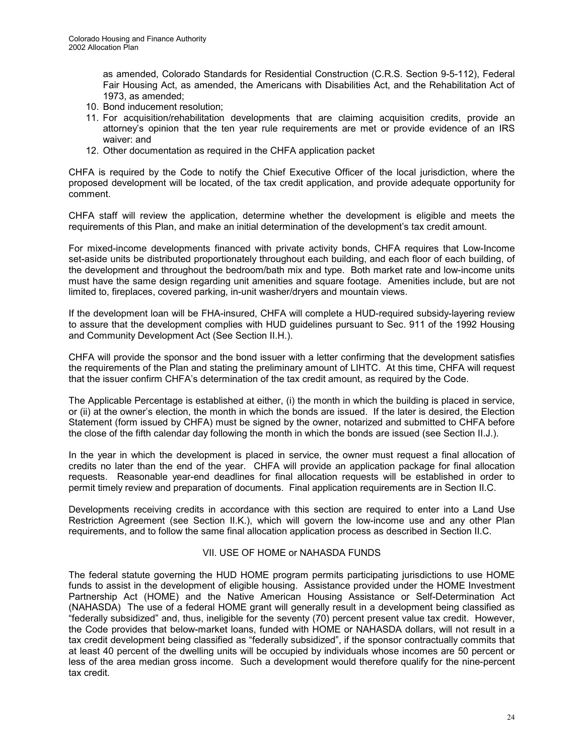as amended, Colorado Standards for Residential Construction (C.R.S. Section 9-5-112), Federal Fair Housing Act, as amended, the Americans with Disabilities Act, and the Rehabilitation Act of 1973, as amended;

10. Bond inducement resolution;
11. For acquisition/rehabilitation developments that are claiming acquisition credits, provide an attorney's opinion that the ten year rule requirements are met or provide evidence of an IRS waiver: and
12. Other documentation as required in the CHFA application packet

CHFA is required by the Code to notify the Chief Executive Officer of the local jurisdiction, where the proposed development will be located, of the tax credit application, and provide adequate opportunity for comment.

CHFA staff will review the application, determine whether the development is eligible and meets the requirements of this Plan, and make an initial determination of the development's tax credit amount.

For mixed-income developments financed with private activity bonds, CHFA requires that Low-Income set-aside units be distributed proportionately throughout each building, and each floor of each building, of the development and throughout the bedroom/bath mix and type. Both market rate and low-income units must have the same design regarding unit amenities and square footage. Amenities include, but are not limited to, fireplaces, covered parking, in-unit washer/dryers and mountain views.

If the development loan will be FHA-insured, CHFA will complete a HUD-required subsidy-layering review to assure that the development complies with HUD guidelines pursuant to Sec. 911 of the 1992 Housing and Community Development Act (See Section II.H.).

CHFA will provide the sponsor and the bond issuer with a letter confirming that the development satisfies the requirements of the Plan and stating the preliminary amount of LIHTC. At this time, CHFA will request that the issuer confirm CHFA's determination of the tax credit amount, as required by the Code.

The Applicable Percentage is established at either, (i) the month in which the building is placed in service, or (ii) at the owner's election, the month in which the bonds are issued. If the later is desired, the Election Statement (form issued by CHFA) must be signed by the owner, notarized and submitted to CHFA before the close of the fifth calendar day following the month in which the bonds are issued (see Section II.J.).

In the year in which the development is placed in service, the owner must request a final allocation of credits no later than the end of the year. CHFA will provide an application package for final allocation requests. Reasonable year-end deadlines for final allocation requests will be established in order to permit timely review and preparation of documents. Final application requirements are in Section II.C.

Developments receiving credits in accordance with this section are required to enter into a Land Use Restriction Agreement (see Section II.K.), which will govern the low-income use and any other Plan requirements, and to follow the same final allocation application process as described in Section II.C.

## VII. USE OF HOME or NAHASDA FUNDS

The federal statute governing the HUD HOME program permits participating jurisdictions to use HOME funds to assist in the development of eligible housing. Assistance provided under the HOME Investment Partnership Act (HOME) and the Native American Housing Assistance or Self-Determination Act (NAHASDA) The use of a federal HOME grant will generally result in a development being classified as "federally subsidized" and, thus, ineligible for the seventy (70) percent present value tax credit. However, the Code provides that below-market loans, funded with HOME or NAHASDA dollars, will not result in a tax credit development being classified as "federally subsidized", if the sponsor contractually commits that at least 40 percent of the dwelling units will be occupied by individuals whose incomes are 50 percent or less of the area median gross income. Such a development would therefore qualify for the nine-percent tax credit.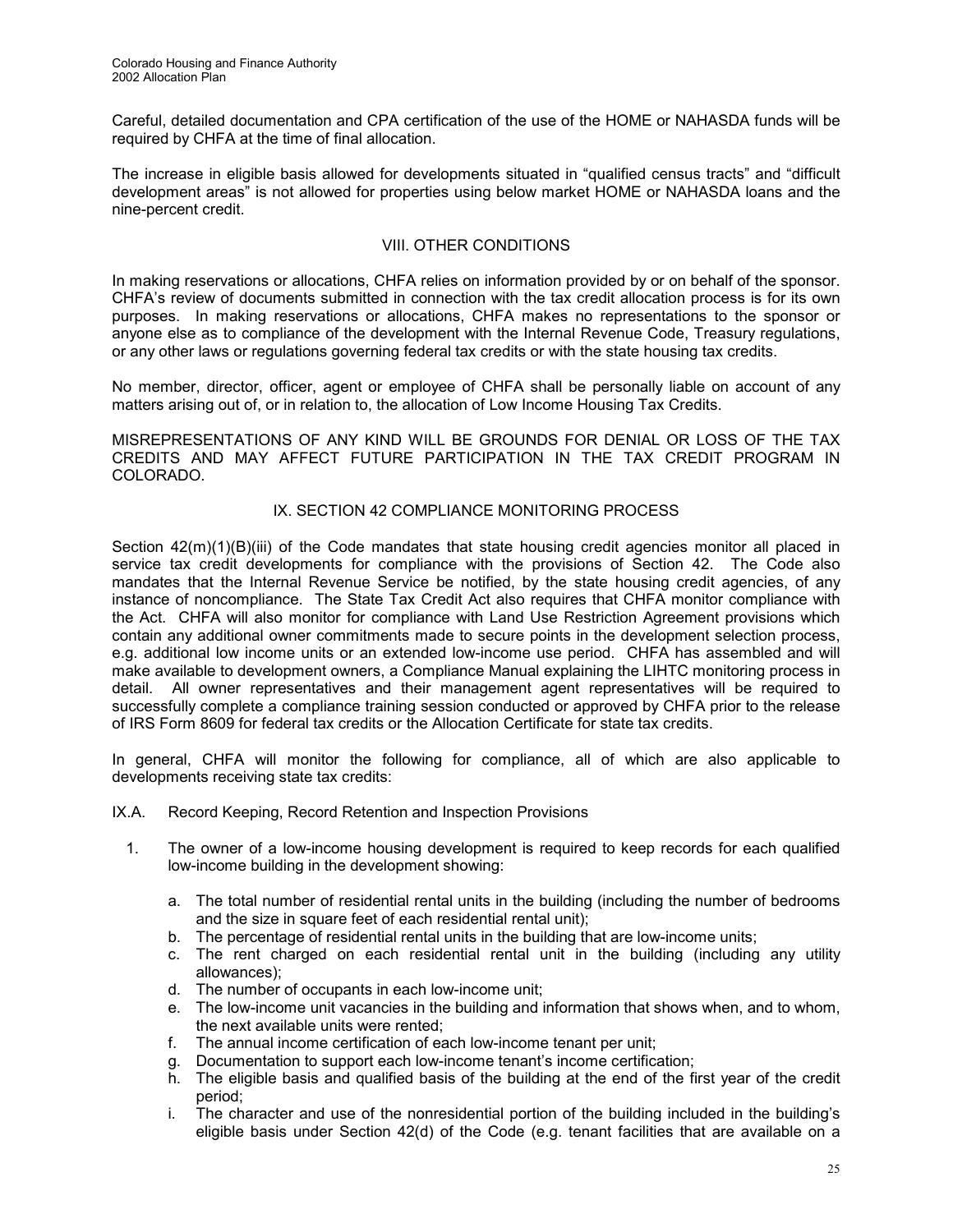Careful, detailed documentation and CPA certification of the use of the HOME or NAHASDA funds will be required by CHFA at the time of final allocation.

The increase in eligible basis allowed for developments situated in "qualified census tracts" and "difficult development areas" is not allowed for properties using below market HOME or NAHASDA loans and the nine-percent credit.

## VIII. OTHER CONDITIONS

In making reservations or allocations, CHFA relies on information provided by or on behalf of the sponsor. CHFA's review of documents submitted in connection with the tax credit allocation process is for its own purposes. In making reservations or allocations, CHFA makes no representations to the sponsor or anyone else as to compliance of the development with the Internal Revenue Code, Treasury regulations, or any other laws or regulations governing federal tax credits or with the state housing tax credits.

No member, director, officer, agent or employee of CHFA shall be personally liable on account of any matters arising out of, or in relation to, the allocation of Low Income Housing Tax Credits.

MISREPRESENTATIONS OF ANY KIND WILL BE GROUNDS FOR DENIAL OR LOSS OF THE TAX CREDITS AND MAY AFFECT FUTURE PARTICIPATION IN THE TAX CREDIT PROGRAM IN COLORADO.

## IX. SECTION 42 COMPLIANCE MONITORING PROCESS

Section 42(m)(1)(B)(iii) of the Code mandates that state housing credit agencies monitor all placed in service tax credit developments for compliance with the provisions of Section 42. The Code also mandates that the Internal Revenue Service be notified, by the state housing credit agencies, of any instance of noncompliance. The State Tax Credit Act also requires that CHFA monitor compliance with the Act. CHFA will also monitor for compliance with Land Use Restriction Agreement provisions which contain any additional owner commitments made to secure points in the development selection process, e.g. additional low income units or an extended low-income use period. CHFA has assembled and will make available to development owners, a Compliance Manual explaining the LIHTC monitoring process in detail. All owner representatives and their management agent representatives will be required to successfully complete a compliance training session conducted or approved by CHFA prior to the release of IRS Form 8609 for federal tax credits or the Allocation Certificate for state tax credits.

In general, CHFA will monitor the following for compliance, all of which are also applicable to developments receiving state tax credits:

### IX.A. Record Keeping, Record Retention and Inspection Provisions

1. The owner of a low-income housing development is required to keep records for each qualified low-income building in the development showing:

   a. The total number of residential rental units in the building (including the number of bedrooms and the size in square feet of each residential rental unit);
   b. The percentage of residential rental units in the building that are low-income units;
   c. The rent charged on each residential rental unit in the building (including any utility allowances);
   d. The number of occupants in each low-income unit;
   e. The low-income unit vacancies in the building and information that shows when, and to whom, the next available units were rented;
   f. The annual income certification of each low-income tenant per unit;
   g. Documentation to support each low-income tenant's income certification;
   h. The eligible basis and qualified basis of the building at the end of the first year of the credit period;
   i. The character and use of the nonresidential portion of the building included in the building's eligible basis under Section 42(d) of the Code (e.g. tenant facilities that are available on a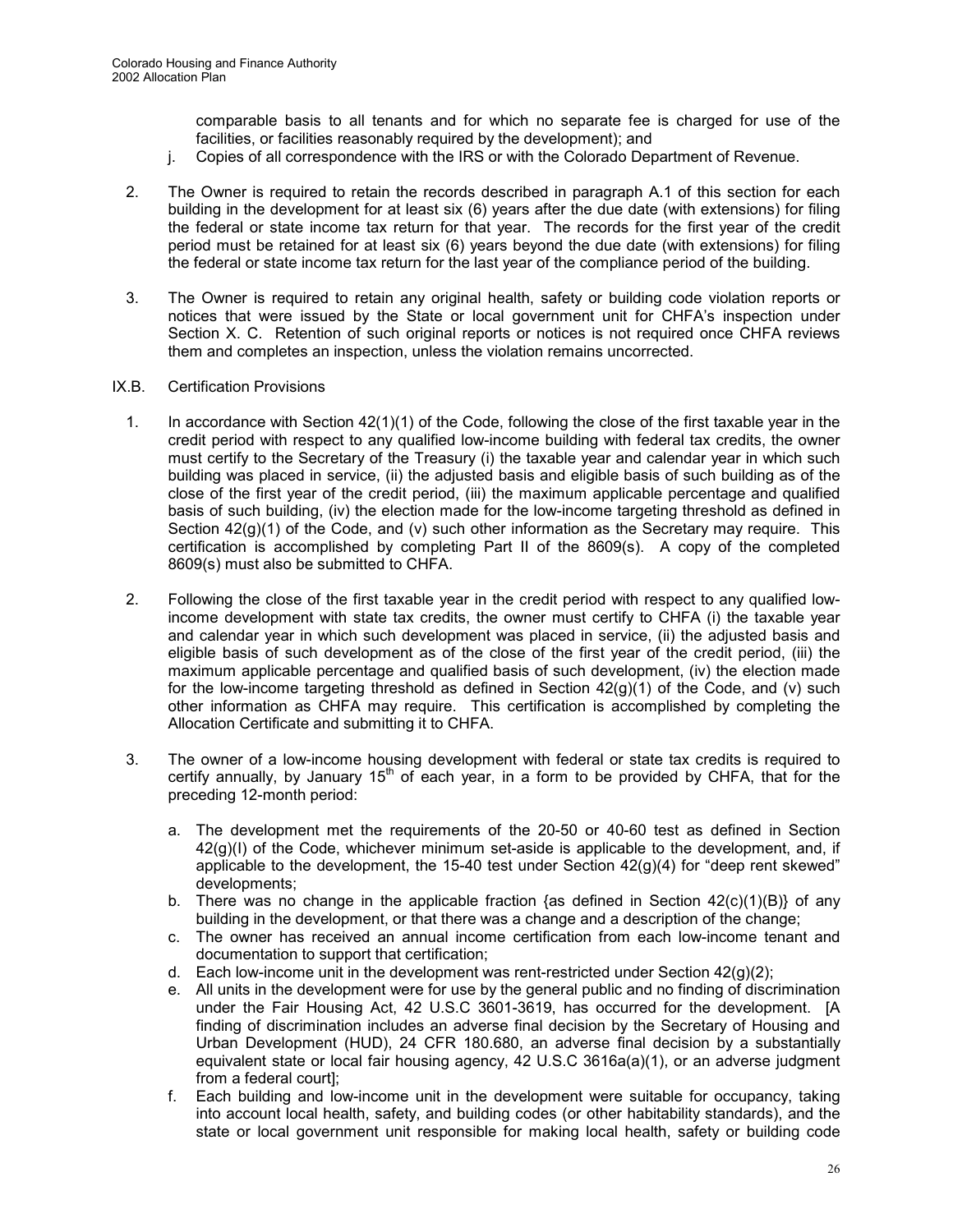comparable basis to all tenants and for which no separate fee is charged for use of the facilities, or facilities reasonably required by the development); and

j. Copies of all correspondence with the IRS or with the Colorado Department of Revenue.

2. The Owner is required to retain the records described in paragraph A.1 of this section for each building in the development for at least six (6) years after the due date (with extensions) for filing the federal or state income tax return for that year. The records for the first year of the credit period must be retained for at least six (6) years beyond the due date (with extensions) for filing the federal or state income tax return for the last year of the compliance period of the building.

3. The Owner is required to retain any original health, safety or building code violation reports or notices that were issued by the State or local government unit for CHFA's inspection under Section X. C. Retention of such original reports or notices is not required once CHFA reviews them and completes an inspection, unless the violation remains uncorrected.

IX.B. Certification Provisions

1. In accordance with Section 42(1)(1) of the Code, following the close of the first taxable year in the credit period with respect to any qualified low-income building with federal tax credits, the owner must certify to the Secretary of the Treasury (i) the taxable year and calendar year in which such building was placed in service, (ii) the adjusted basis and eligible basis of such building as of the close of the first year of the credit period, (iii) the maximum applicable percentage and qualified basis of such building, (iv) the election made for the low-income targeting threshold as defined in Section 42(g)(1) of the Code, and (v) such other information as the Secretary may require. This certification is accomplished by completing Part II of the 8609(s). A copy of the completed 8609(s) must also be submitted to CHFA.

2. Following the close of the first taxable year in the credit period with respect to any qualified low-income development with state tax credits, the owner must certify to CHFA (i) the taxable year and calendar year in which such development was placed in service, (ii) the adjusted basis and eligible basis of such development as of the close of the first year of the credit period, (iii) the maximum applicable percentage and qualified basis of such development, (iv) the election made for the low-income targeting threshold as defined in Section 42(g)(1) of the Code, and (v) such other information as CHFA may require. This certification is accomplished by completing the Allocation Certificate and submitting it to CHFA.

3. The owner of a low-income housing development with federal or state tax credits is required to certify annually, by January 15th of each year, in a form to be provided by CHFA, that for the preceding 12-month period:

   a. The development met the requirements of the 20-50 or 40-60 test as defined in Section 42(g)(I) of the Code, whichever minimum set-aside is applicable to the development, and, if applicable to the development, the 15-40 test under Section 42(g)(4) for "deep rent skewed" developments;
   b. There was no change in the applicable fraction {as defined in Section 42(c)(1)(B)} of any building in the development, or that there was a change and a description of the change;
   c. The owner has received an annual income certification from each low-income tenant and documentation to support that certification;
   d. Each low-income unit in the development was rent-restricted under Section 42(g)(2);
   e. All units in the development were for use by the general public and no finding of discrimination under the Fair Housing Act, 42 U.S.C 3601-3619, has occurred for the development. [A finding of discrimination includes an adverse final decision by the Secretary of Housing and Urban Development (HUD), 24 CFR 180.680, an adverse final decision by a substantially equivalent state or local fair housing agency, 42 U.S.C 3616a(a)(1), or an adverse judgment from a federal court];
   f. Each building and low-income unit in the development were suitable for occupancy, taking into account local health, safety, and building codes (or other habitability standards), and the state or local government unit responsible for making local health, safety or building code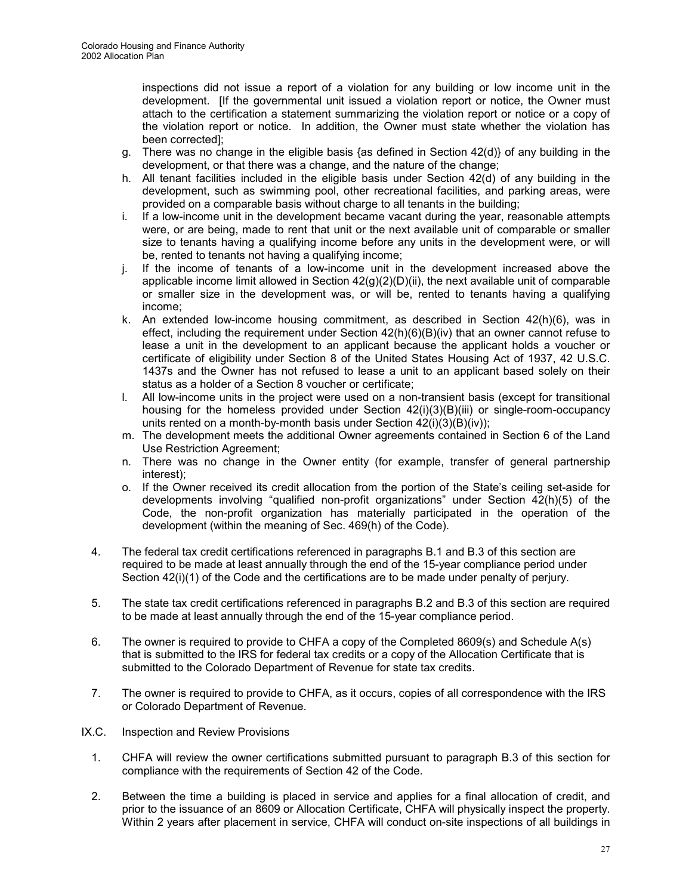inspections did not issue a report of a violation for any building or low income unit in the development. [If the governmental unit issued a violation report or notice, the Owner must attach to the certification a statement summarizing the violation report or notice or a copy of the violation report or notice. In addition, the Owner must state whether the violation has been corrected];

g. There was no change in the eligible basis {as defined in Section 42(d)} of any building in the development, or that there was a change, and the nature of the change;

h. All tenant facilities included in the eligible basis under Section 42(d) of any building in the development, such as swimming pool, other recreational facilities, and parking areas, were provided on a comparable basis without charge to all tenants in the building;

i. If a low-income unit in the development became vacant during the year, reasonable attempts were, or are being, made to rent that unit or the next available unit of comparable or smaller size to tenants having a qualifying income before any units in the development were, or will be, rented to tenants not having a qualifying income;

j. If the income of tenants of a low-income unit in the development increased above the applicable income limit allowed in Section 42(g)(2)(D)(ii), the next available unit of comparable or smaller size in the development was, or will be, rented to tenants having a qualifying income;

k. An extended low-income housing commitment, as described in Section 42(h)(6), was in effect, including the requirement under Section 42(h)(6)(B)(iv) that an owner cannot refuse to lease a unit in the development to an applicant because the applicant holds a voucher or certificate of eligibility under Section 8 of the United States Housing Act of 1937, 42 U.S.C. 1437s and the Owner has not refused to lease a unit to an applicant based solely on their status as a holder of a Section 8 voucher or certificate;

l. All low-income units in the project were used on a non-transient basis (except for transitional housing for the homeless provided under Section 42(i)(3)(B)(iii) or single-room-occupancy units rented on a month-by-month basis under Section 42(i)(3)(B)(iv));

m. The development meets the additional Owner agreements contained in Section 6 of the Land Use Restriction Agreement;

n. There was no change in the Owner entity (for example, transfer of general partnership interest);

o. If the Owner received its credit allocation from the portion of the State's ceiling set-aside for developments involving "qualified non-profit organizations" under Section 42(h)(5) of the Code, the non-profit organization has materially participated in the operation of the development (within the meaning of Sec. 469(h) of the Code).

4. The federal tax credit certifications referenced in paragraphs B.1 and B.3 of this section are required to be made at least annually through the end of the 15-year compliance period under Section 42(i)(1) of the Code and the certifications are to be made under penalty of perjury.

5. The state tax credit certifications referenced in paragraphs B.2 and B.3 of this section are required to be made at least annually through the end of the 15-year compliance period.

6. The owner is required to provide to CHFA a copy of the Completed 8609(s) and Schedule A(s) that is submitted to the IRS for federal tax credits or a copy of the Allocation Certificate that is submitted to the Colorado Department of Revenue for state tax credits.

7. The owner is required to provide to CHFA, as it occurs, copies of all correspondence with the IRS or Colorado Department of Revenue.

IX.C. Inspection and Review Provisions

1. CHFA will review the owner certifications submitted pursuant to paragraph B.3 of this section for compliance with the requirements of Section 42 of the Code.

2. Between the time a building is placed in service and applies for a final allocation of credit, and prior to the issuance of an 8609 or Allocation Certificate, CHFA will physically inspect the property. Within 2 years after placement in service, CHFA will conduct on-site inspections of all buildings in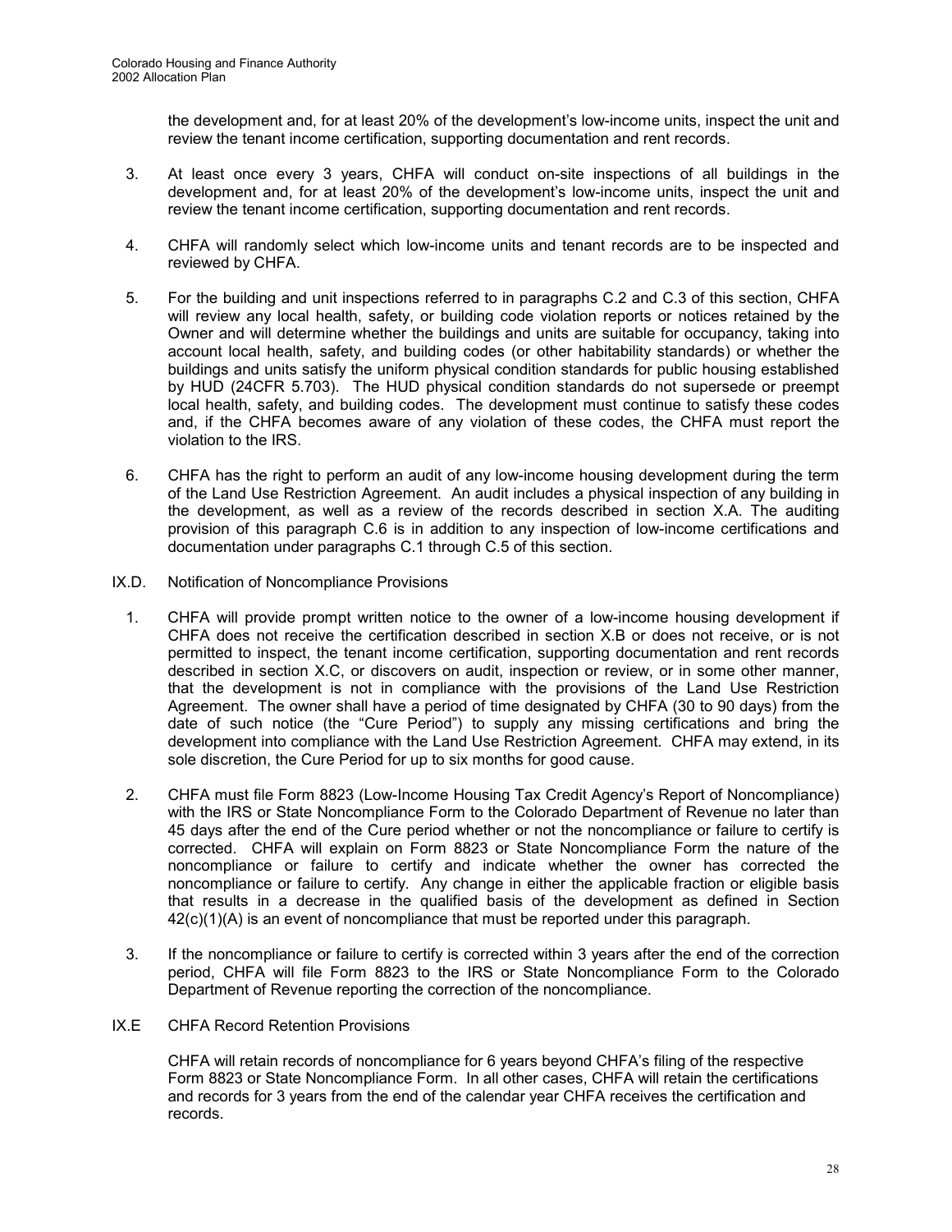the development and, for at least 20% of the development's low-income units, inspect the unit and review the tenant income certification, supporting documentation and rent records.

3. At least once every 3 years, CHFA will conduct on-site inspections of all buildings in the development and, for at least 20% of the development's low-income units, inspect the unit and review the tenant income certification, supporting documentation and rent records.

4. CHFA will randomly select which low-income units and tenant records are to be inspected and reviewed by CHFA.

5. For the building and unit inspections referred to in paragraphs C.2 and C.3 of this section, CHFA will review any local health, safety, or building code violation reports or notices retained by the Owner and will determine whether the buildings and units are suitable for occupancy, taking into account local health, safety, and building codes (or other habitability standards) or whether the buildings and units satisfy the uniform physical condition standards for public housing established by HUD (24CFR 5.703). The HUD physical condition standards do not supersede or preempt local health, safety, and building codes. The development must continue to satisfy these codes and, if the CHFA becomes aware of any violation of these codes, the CHFA must report the violation to the IRS.

6. CHFA has the right to perform an audit of any low-income housing development during the term of the Land Use Restriction Agreement. An audit includes a physical inspection of any building in the development, as well as a review of the records described in section X.A. The auditing provision of this paragraph C.6 is in addition to any inspection of low-income certifications and documentation under paragraphs C.1 through C.5 of this section.

## IX.D. Notification of Noncompliance Provisions

1. CHFA will provide prompt written notice to the owner of a low-income housing development if CHFA does not receive the certification described in section X.B or does not receive, or is not permitted to inspect, the tenant income certification, supporting documentation and rent records described in section X.C, or discovers on audit, inspection or review, or in some other manner, that the development is not in compliance with the provisions of the Land Use Restriction Agreement. The owner shall have a period of time designated by CHFA (30 to 90 days) from the date of such notice (the "Cure Period") to supply any missing certifications and bring the development into compliance with the Land Use Restriction Agreement. CHFA may extend, in its sole discretion, the Cure Period for up to six months for good cause.

2. CHFA must file Form 8823 (Low-Income Housing Tax Credit Agency's Report of Noncompliance) with the IRS or State Noncompliance Form to the Colorado Department of Revenue no later than 45 days after the end of the Cure period whether or not the noncompliance or failure to certify is corrected. CHFA will explain on Form 8823 or State Noncompliance Form the nature of the noncompliance or failure to certify and indicate whether the owner has corrected the noncompliance or failure to certify. Any change in either the applicable fraction or eligible basis that results in a decrease in the qualified basis of the development as defined in Section 42(c)(1)(A) is an event of noncompliance that must be reported under this paragraph.

3. If the noncompliance or failure to certify is corrected within 3 years after the end of the correction period, CHFA will file Form 8823 to the IRS or State Noncompliance Form to the Colorado Department of Revenue reporting the correction of the noncompliance.

## IX.E CHFA Record Retention Provisions

CHFA will retain records of noncompliance for 6 years beyond CHFA's filing of the respective Form 8823 or State Noncompliance Form. In all other cases, CHFA will retain the certifications and records for 3 years from the end of the calendar year CHFA receives the certification and records.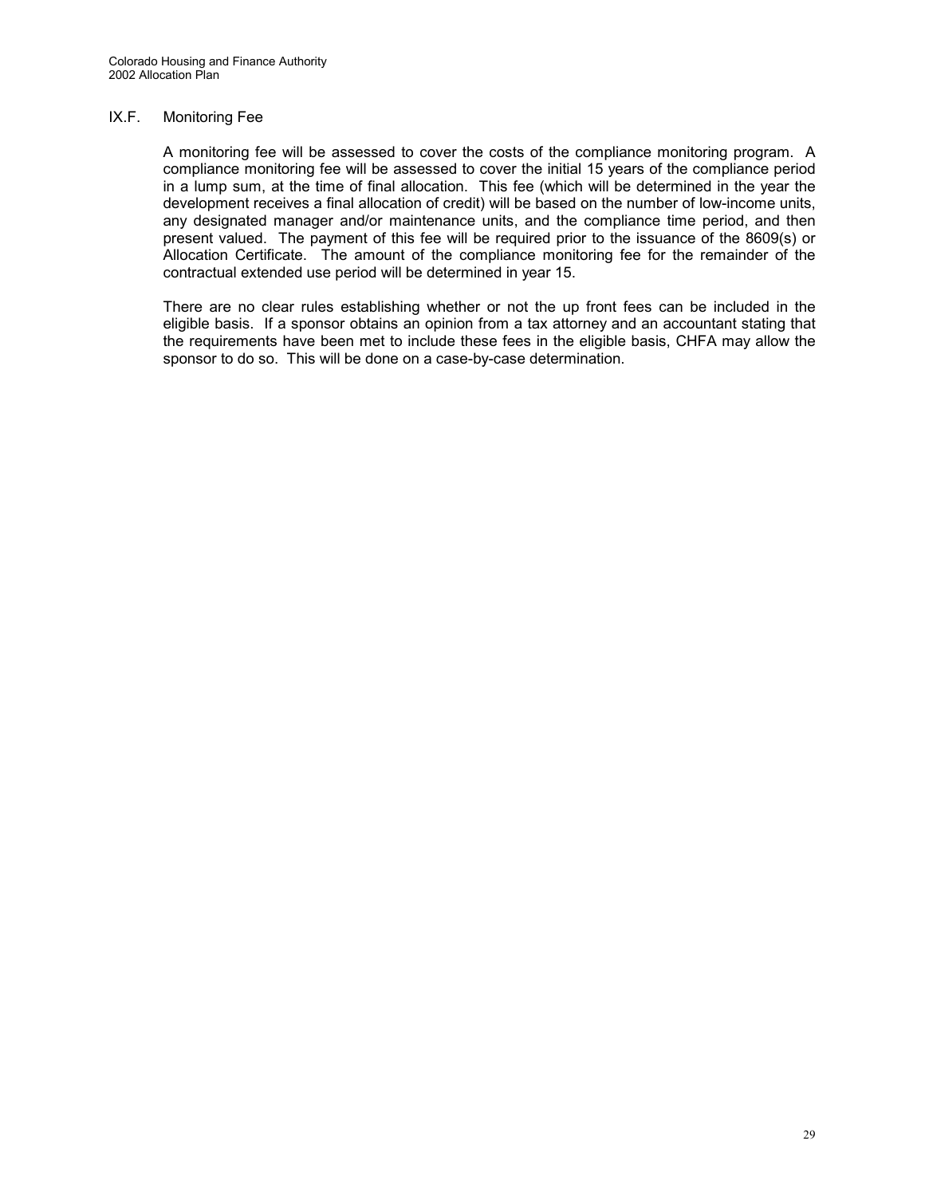## IX.F. Monitoring Fee

A monitoring fee will be assessed to cover the costs of the compliance monitoring program. A compliance monitoring fee will be assessed to cover the initial 15 years of the compliance period in a lump sum, at the time of final allocation. This fee (which will be determined in the year the development receives a final allocation of credit) will be based on the number of low-income units, any designated manager and/or maintenance units, and the compliance time period, and then present valued. The payment of this fee will be required prior to the issuance of the 8609(s) or Allocation Certificate. The amount of the compliance monitoring fee for the remainder of the contractual extended use period will be determined in year 15.

There are no clear rules establishing whether or not the up front fees can be included in the eligible basis. If a sponsor obtains an opinion from a tax attorney and an accountant stating that the requirements have been met to include these fees in the eligible basis, CHFA may allow the sponsor to do so. This will be done on a case-by-case determination.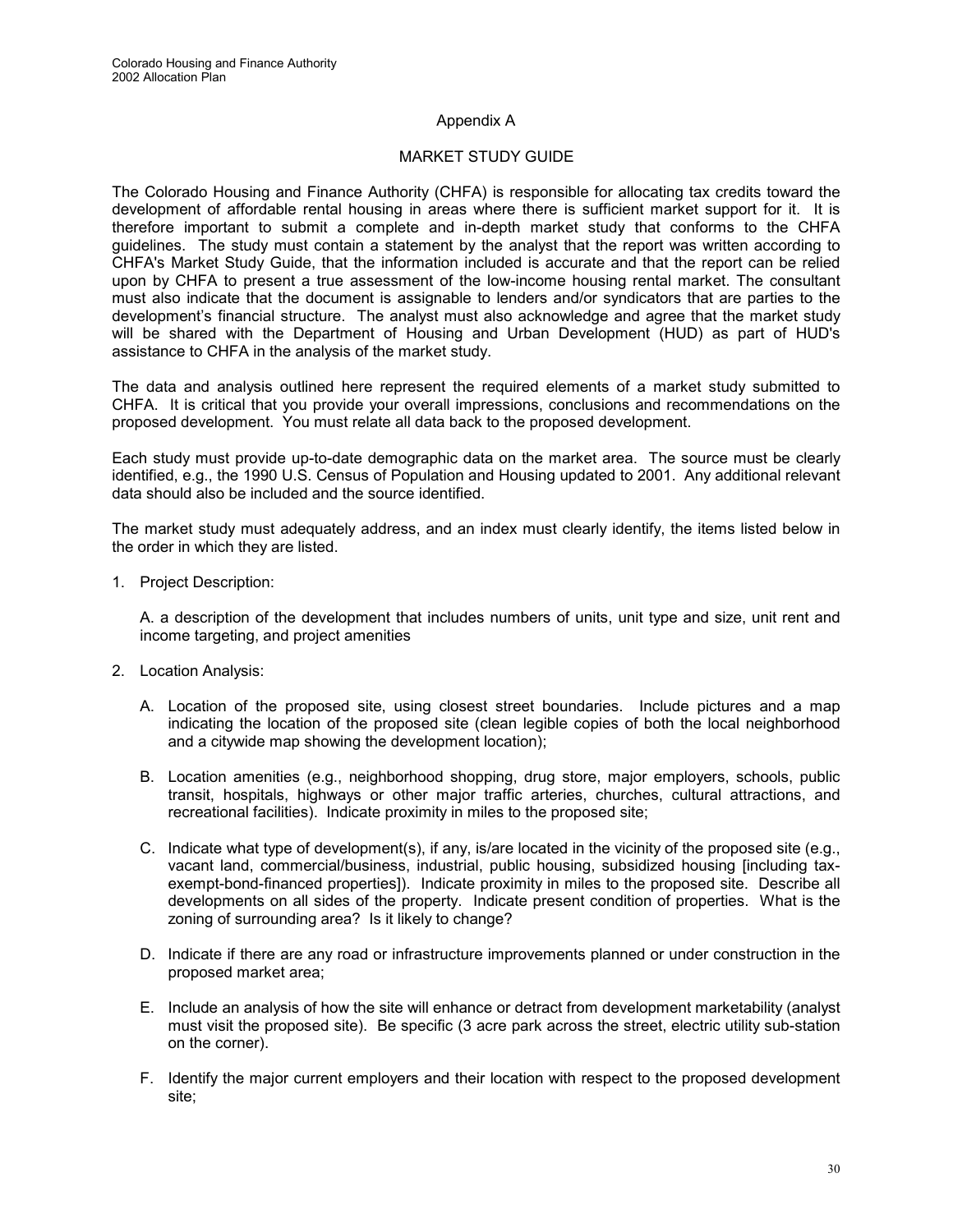## Appendix A

## MARKET STUDY GUIDE

The Colorado Housing and Finance Authority (CHFA) is responsible for allocating tax credits toward the development of affordable rental housing in areas where there is sufficient market support for it. It is therefore important to submit a complete and in-depth market study that conforms to the CHFA guidelines. The study must contain a statement by the analyst that the report was written according to CHFA's Market Study Guide, that the information included is accurate and that the report can be relied upon by CHFA to present a true assessment of the low-income housing rental market. The consultant must also indicate that the document is assignable to lenders and/or syndicators that are parties to the development's financial structure. The analyst must also acknowledge and agree that the market study will be shared with the Department of Housing and Urban Development (HUD) as part of HUD's assistance to CHFA in the analysis of the market study.

The data and analysis outlined here represent the required elements of a market study submitted to CHFA. It is critical that you provide your overall impressions, conclusions and recommendations on the proposed development. You must relate all data back to the proposed development.

Each study must provide up-to-date demographic data on the market area. The source must be clearly identified, e.g., the 1990 U.S. Census of Population and Housing updated to 2001. Any additional relevant data should also be included and the source identified.

The market study must adequately address, and an index must clearly identify, the items listed below in the order in which they are listed.

1. Project Description:

   A. a description of the development that includes numbers of units, unit type and size, unit rent and income targeting, and project amenities

2. Location Analysis:

   A. Location of the proposed site, using closest street boundaries. Include pictures and a map indicating the location of the proposed site (clean legible copies of both the local neighborhood and a citywide map showing the development location);

   B. Location amenities (e.g., neighborhood shopping, drug store, major employers, schools, public transit, hospitals, highways or other major traffic arteries, churches, cultural attractions, and recreational facilities). Indicate proximity in miles to the proposed site;

   C. Indicate what type of development(s), if any, is/are located in the vicinity of the proposed site (e.g., vacant land, commercial/business, industrial, public housing, subsidized housing [including tax-exempt-bond-financed properties]). Indicate proximity in miles to the proposed site. Describe all developments on all sides of the property. Indicate present condition of properties. What is the zoning of surrounding area? Is it likely to change?

   D. Indicate if there are any road or infrastructure improvements planned or under construction in the proposed market area;

   E. Include an analysis of how the site will enhance or detract from development marketability (analyst must visit the proposed site). Be specific (3 acre park across the street, electric utility sub-station on the corner).

   F. Identify the major current employers and their location with respect to the proposed development site;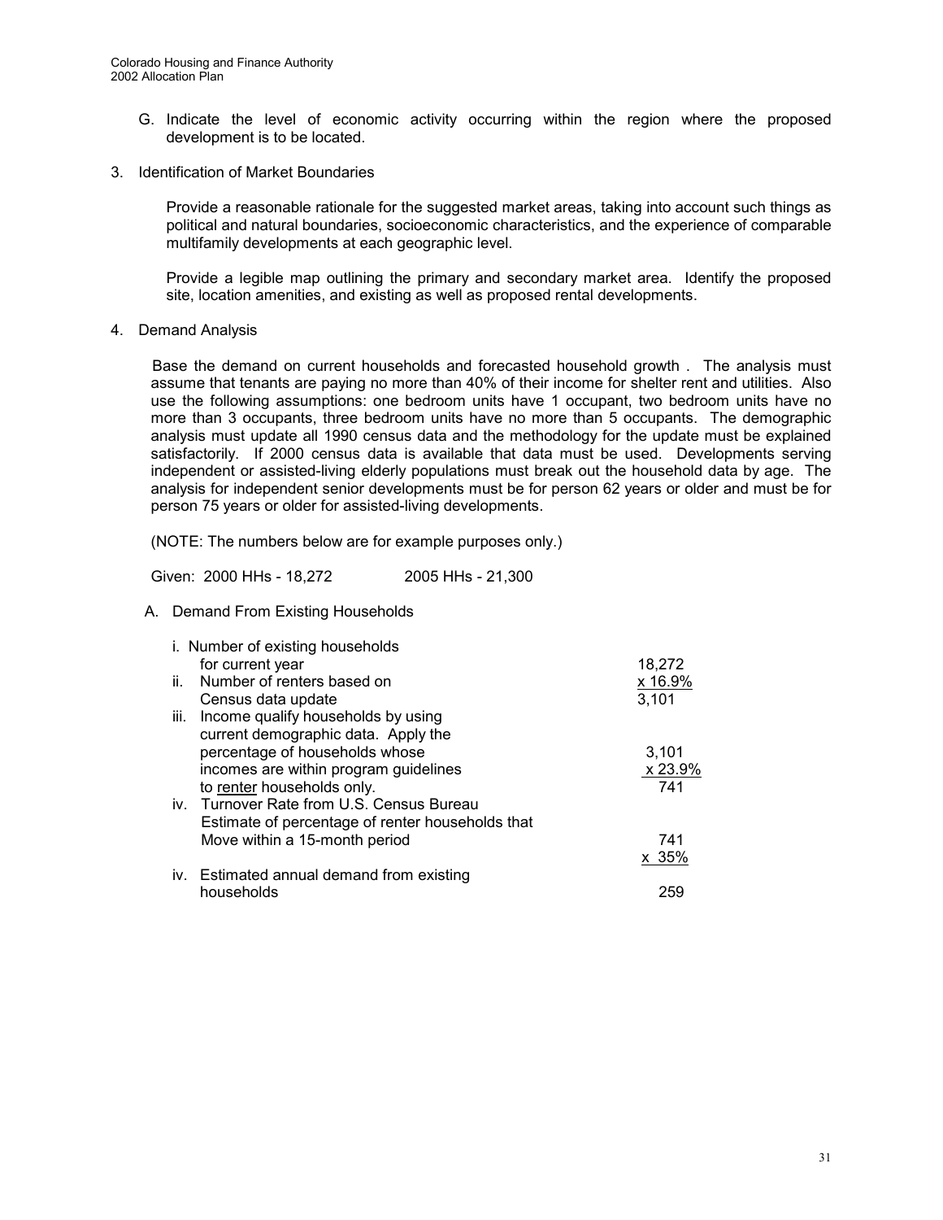G. Indicate the level of economic activity occurring within the region where the proposed development is to be located.

3. Identification of Market Boundaries

   Provide a reasonable rationale for the suggested market areas, taking into account such things as political and natural boundaries, socioeconomic characteristics, and the experience of comparable multifamily developments at each geographic level.

   Provide a legible map outlining the primary and secondary market area. Identify the proposed site, location amenities, and existing as well as proposed rental developments.

4. Demand Analysis

   Base the demand on current households and forecasted household growth . The analysis must assume that tenants are paying no more than 40% of their income for shelter rent and utilities. Also use the following assumptions: one bedroom units have 1 occupant, two bedroom units have no more than 3 occupants, three bedroom units have no more than 5 occupants. The demographic analysis must update all 1990 census data and the methodology for the update must be explained satisfactorily. If 2000 census data is available that data must be used. Developments serving independent or assisted-living elderly populations must break out the household data by age. The analysis for independent senior developments must be for person 62 years or older and must be for person 75 years or older for assisted-living developments.

   (NOTE: The numbers below are for example purposes only.)

   Given: 2000 HHs - 18,272 2005 HHs - 21,300

   A. Demand From Existing Households

| | |
|---|---|
| i. Number of existing households for current year | 18,272 |
| ii. Number of renters based on Census data update | x 16.9% |
| | 3,101 |
| iii. Income qualify households by using current demographic data. Apply the percentage of households whose incomes are within program guidelines to <u>renter</u> households only. | 3,101 |
| | x 23.9% |
| | 741 |
| iv. Turnover Rate from U.S. Census Bureau Estimate of percentage of renter households that Move within a 15-month period | 741 |
| | x 35% |
| iv. Estimated annual demand from existing households | 259 |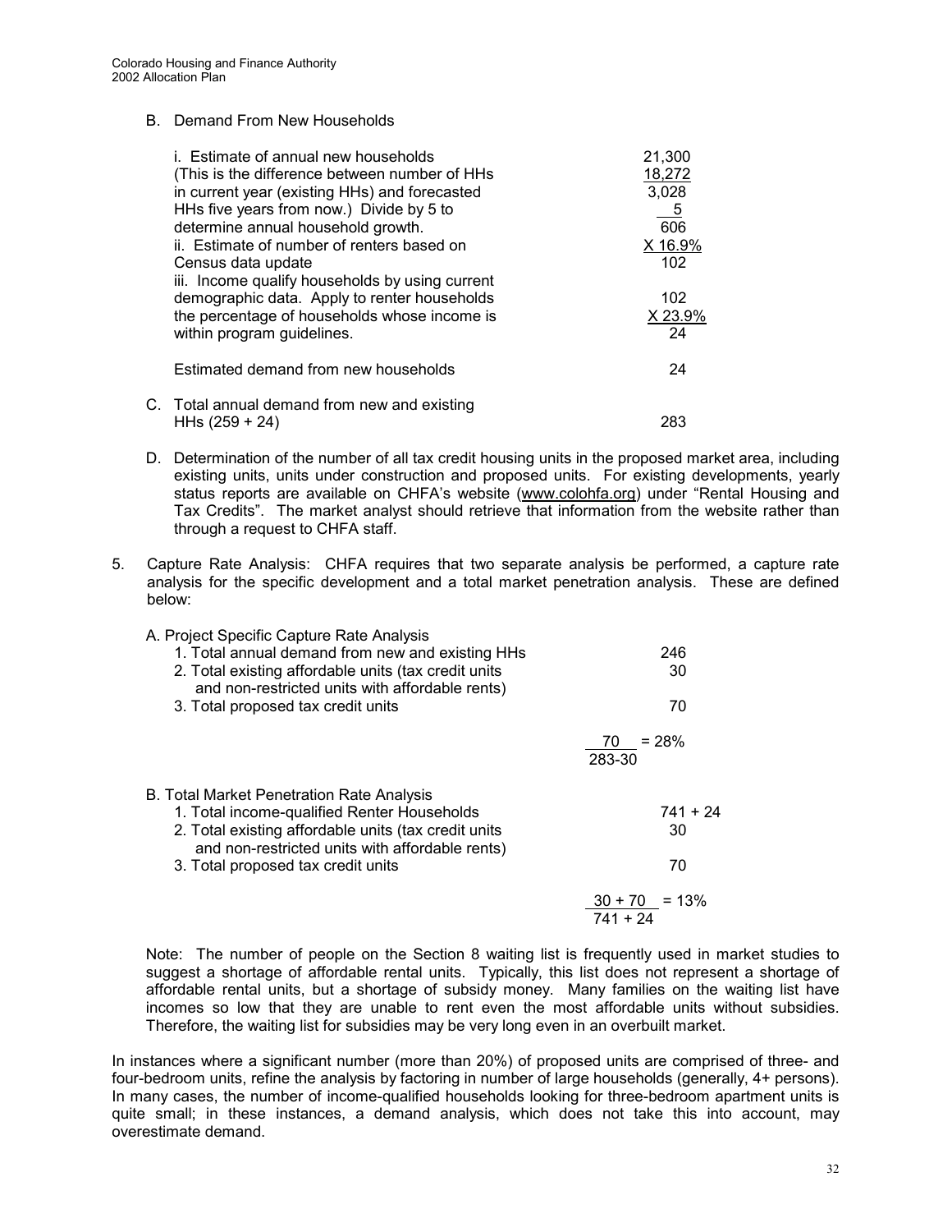B. Demand From New Households

| | |
|---|---|
| i. Estimate of annual new households (This is the difference between number of HHs in current year (existing HHs) and forecasted HHs five years from now.) Divide by 5 to determine annual household growth. | 21,300<br>18,272<br>3,028<br>5<br>606 |
| ii. Estimate of number of renters based on Census data update | X 16.9%<br>102 |
| iii. Income qualify households by using current demographic data. Apply to renter households the percentage of households whose income is within program guidelines. | 102<br>X 23.9%<br>24 |
| Estimated demand from new households | 24 |

C. Total annual demand from new and existing HHs (259 + 24) — 283

D. Determination of the number of all tax credit housing units in the proposed market area, including existing units, units under construction and proposed units. For existing developments, yearly status reports are available on CHFA's website (www.colohfa.org) under "Rental Housing and Tax Credits". The market analyst should retrieve that information from the website rather than through a request to CHFA staff.

5. Capture Rate Analysis: CHFA requires that two separate analysis be performed, a capture rate analysis for the specific development and a total market penetration analysis. These are defined below:

A. Project Specific Capture Rate Analysis

| | |
|---|---|
| 1. Total annual demand from new and existing HHs | 246 |
| 2. Total existing affordable units (tax credit units and non-restricted units with affordable rents) | 30 |
| 3. Total proposed tax credit units | 70 |

$$\frac{70}{283-30} = 28\%$$

B. Total Market Penetration Rate Analysis

| | |
|---|---|
| 1. Total income-qualified Renter Households | 741 + 24 |
| 2. Total existing affordable units (tax credit units and non-restricted units with affordable rents) | 30 |
| 3. Total proposed tax credit units | 70 |

$$\frac{30 + 70}{741 + 24} = 13\%$$

Note: The number of people on the Section 8 waiting list is frequently used in market studies to suggest a shortage of affordable rental units. Typically, this list does not represent a shortage of affordable rental units, but a shortage of subsidy money. Many families on the waiting list have incomes so low that they are unable to rent even the most affordable units without subsidies. Therefore, the waiting list for subsidies may be very long even in an overbuilt market.

In instances where a significant number (more than 20%) of proposed units are comprised of three- and four-bedroom units, refine the analysis by factoring in number of large households (generally, 4+ persons). In many cases, the number of income-qualified households looking for three-bedroom apartment units is quite small; in these instances, a demand analysis, which does not take this into account, may overestimate demand.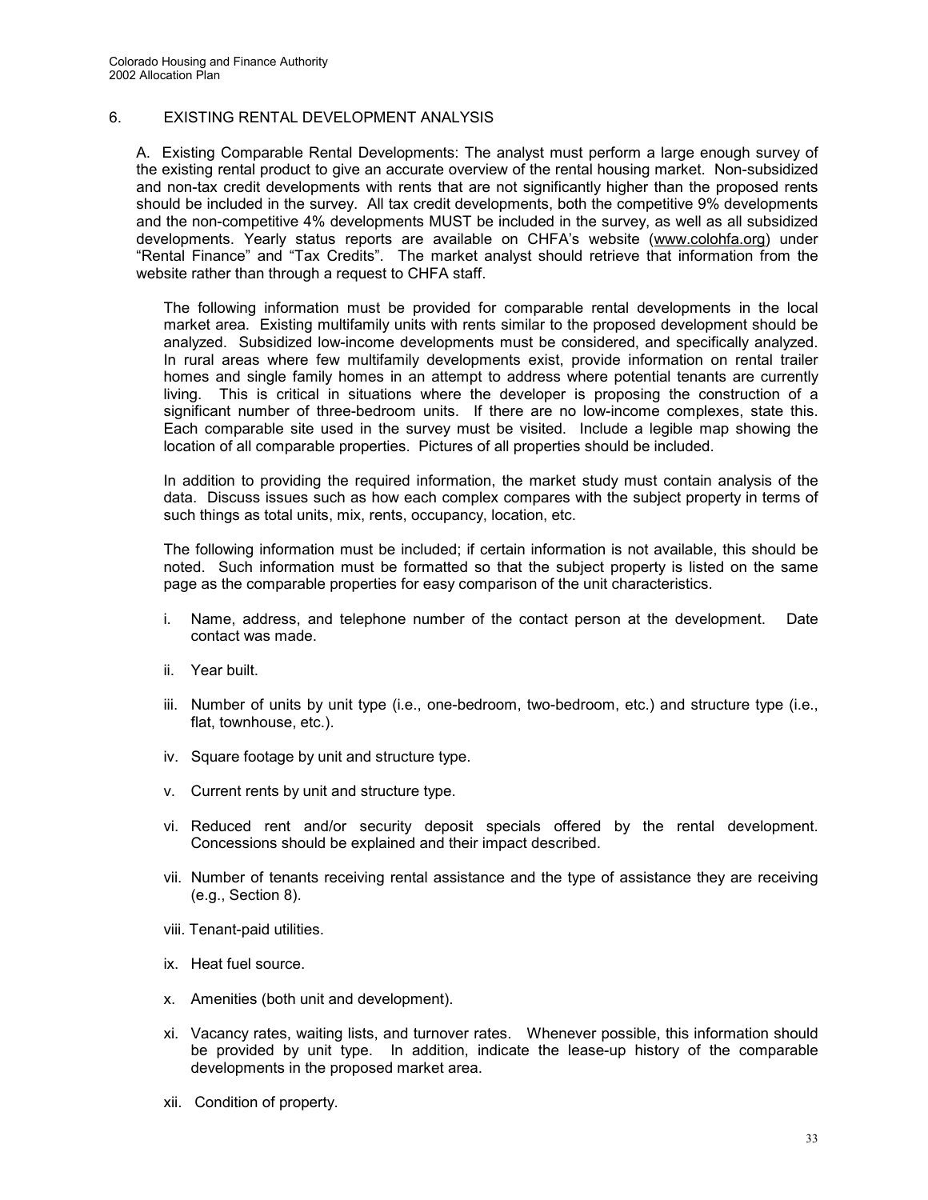## 6. EXISTING RENTAL DEVELOPMENT ANALYSIS

A. Existing Comparable Rental Developments: The analyst must perform a large enough survey of the existing rental product to give an accurate overview of the rental housing market. Non-subsidized and non-tax credit developments with rents that are not significantly higher than the proposed rents should be included in the survey. All tax credit developments, both the competitive 9% developments and the non-competitive 4% developments MUST be included in the survey, as well as all subsidized developments. Yearly status reports are available on CHFA's website (www.colohfa.org) under "Rental Finance" and "Tax Credits". The market analyst should retrieve that information from the website rather than through a request to CHFA staff.

The following information must be provided for comparable rental developments in the local market area. Existing multifamily units with rents similar to the proposed development should be analyzed. Subsidized low-income developments must be considered, and specifically analyzed. In rural areas where few multifamily developments exist, provide information on rental trailer homes and single family homes in an attempt to address where potential tenants are currently living. This is critical in situations where the developer is proposing the construction of a significant number of three-bedroom units. If there are no low-income complexes, state this. Each comparable site used in the survey must be visited. Include a legible map showing the location of all comparable properties. Pictures of all properties should be included.

In addition to providing the required information, the market study must contain analysis of the data. Discuss issues such as how each complex compares with the subject property in terms of such things as total units, mix, rents, occupancy, location, etc.

The following information must be included; if certain information is not available, this should be noted. Such information must be formatted so that the subject property is listed on the same page as the comparable properties for easy comparison of the unit characteristics.

i. Name, address, and telephone number of the contact person at the development. Date contact was made.

ii. Year built.

iii. Number of units by unit type (i.e., one-bedroom, two-bedroom, etc.) and structure type (i.e., flat, townhouse, etc.).

iv. Square footage by unit and structure type.

v. Current rents by unit and structure type.

vi. Reduced rent and/or security deposit specials offered by the rental development. Concessions should be explained and their impact described.

vii. Number of tenants receiving rental assistance and the type of assistance they are receiving (e.g., Section 8).

viii. Tenant-paid utilities.

ix. Heat fuel source.

x. Amenities (both unit and development).

xi. Vacancy rates, waiting lists, and turnover rates. Whenever possible, this information should be provided by unit type. In addition, indicate the lease-up history of the comparable developments in the proposed market area.

xii. Condition of property.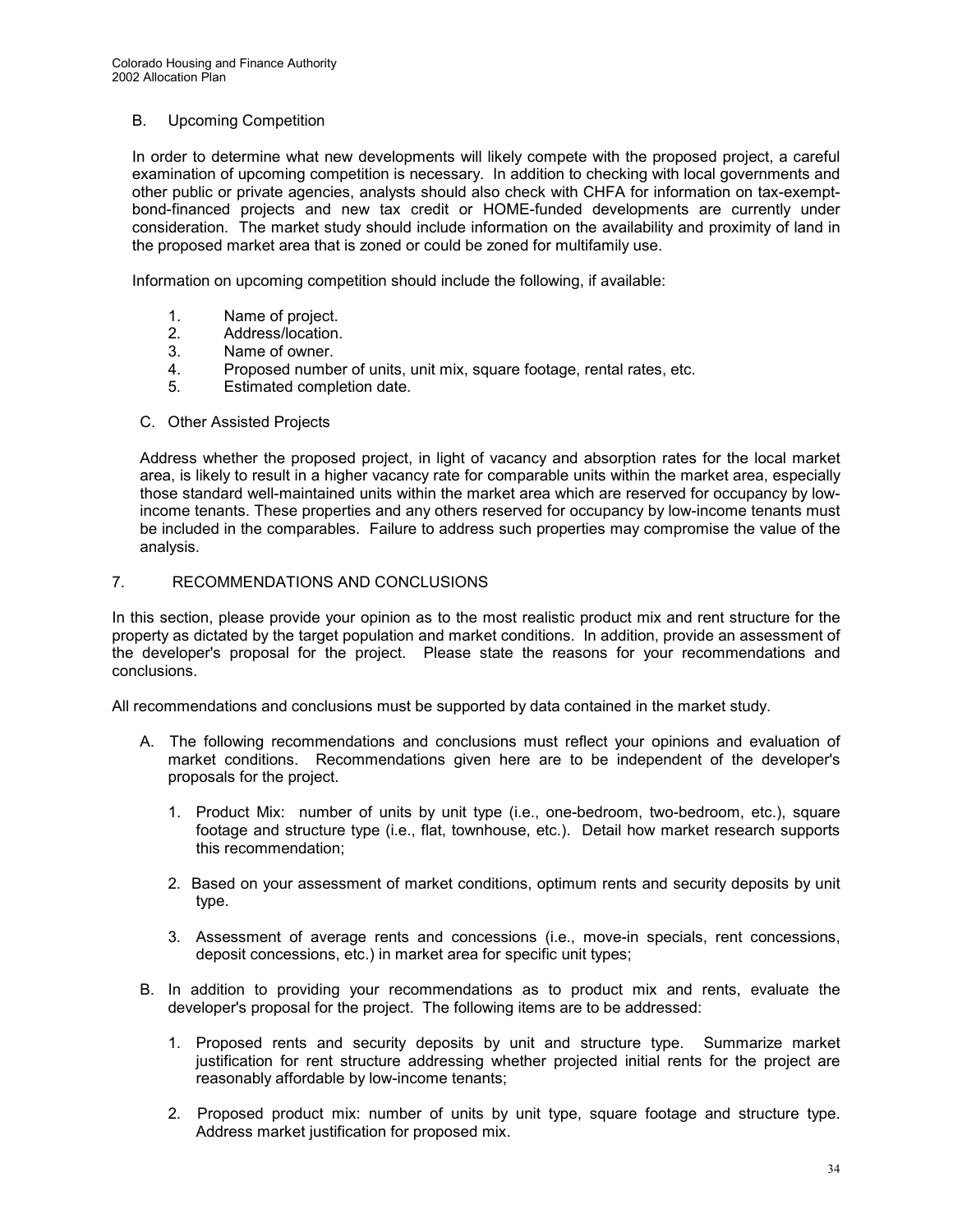B. Upcoming Competition

In order to determine what new developments will likely compete with the proposed project, a careful examination of upcoming competition is necessary. In addition to checking with local governments and other public or private agencies, analysts should also check with CHFA for information on tax-exempt-bond-financed projects and new tax credit or HOME-funded developments are currently under consideration. The market study should include information on the availability and proximity of land in the proposed market area that is zoned or could be zoned for multifamily use.

Information on upcoming competition should include the following, if available:

1. Name of project.
2. Address/location.
3. Name of owner.
4. Proposed number of units, unit mix, square footage, rental rates, etc.
5. Estimated completion date.

C. Other Assisted Projects

Address whether the proposed project, in light of vacancy and absorption rates for the local market area, is likely to result in a higher vacancy rate for comparable units within the market area, especially those standard well-maintained units within the market area which are reserved for occupancy by low-income tenants. These properties and any others reserved for occupancy by low-income tenants must be included in the comparables. Failure to address such properties may compromise the value of the analysis.

## 7. RECOMMENDATIONS AND CONCLUSIONS

In this section, please provide your opinion as to the most realistic product mix and rent structure for the property as dictated by the target population and market conditions. In addition, provide an assessment of the developer's proposal for the project. Please state the reasons for your recommendations and conclusions.

All recommendations and conclusions must be supported by data contained in the market study.

A. The following recommendations and conclusions must reflect your opinions and evaluation of market conditions. Recommendations given here are to be independent of the developer's proposals for the project.

   1. Product Mix: number of units by unit type (i.e., one-bedroom, two-bedroom, etc.), square footage and structure type (i.e., flat, townhouse, etc.). Detail how market research supports this recommendation;

   2. Based on your assessment of market conditions, optimum rents and security deposits by unit type.

   3. Assessment of average rents and concessions (i.e., move-in specials, rent concessions, deposit concessions, etc.) in market area for specific unit types;

B. In addition to providing your recommendations as to product mix and rents, evaluate the developer's proposal for the project. The following items are to be addressed:

   1. Proposed rents and security deposits by unit and structure type. Summarize market justification for rent structure addressing whether projected initial rents for the project are reasonably affordable by low-income tenants;

   2. Proposed product mix: number of units by unit type, square footage and structure type. Address market justification for proposed mix.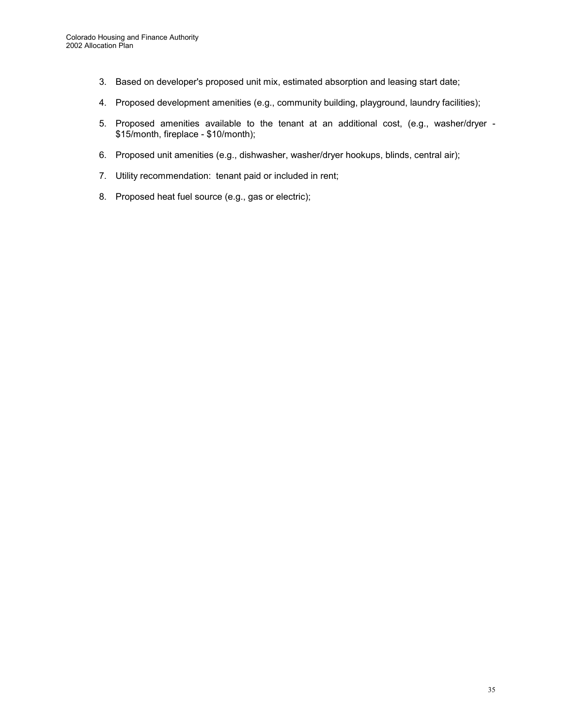3. Based on developer's proposed unit mix, estimated absorption and leasing start date;

4. Proposed development amenities (e.g., community building, playground, laundry facilities);

5. Proposed amenities available to the tenant at an additional cost, (e.g., washer/dryer - $15/month, fireplace - $10/month);

6. Proposed unit amenities (e.g., dishwasher, washer/dryer hookups, blinds, central air);

7. Utility recommendation: tenant paid or included in rent;

8. Proposed heat fuel source (e.g., gas or electric);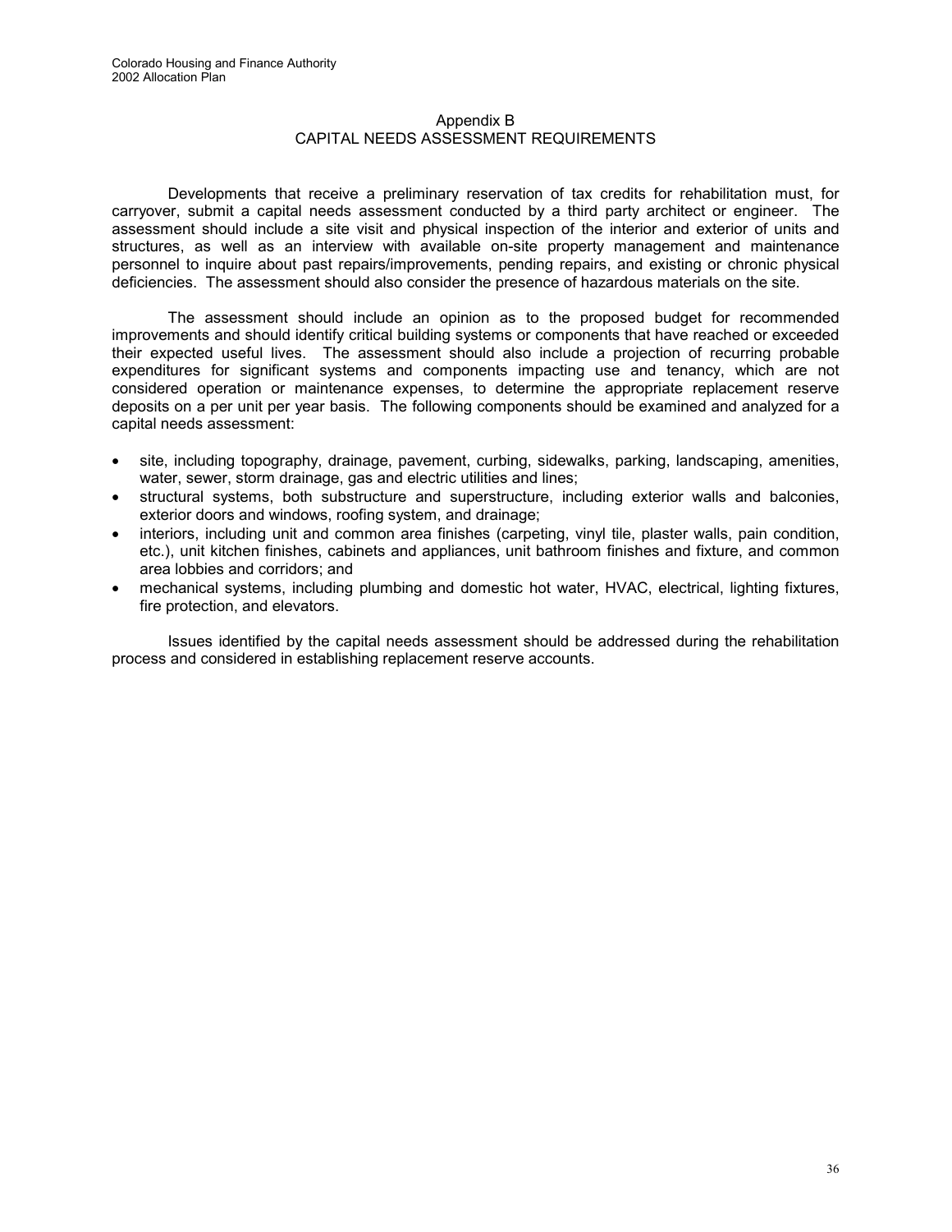# Appendix B
## CAPITAL NEEDS ASSESSMENT REQUIREMENTS

Developments that receive a preliminary reservation of tax credits for rehabilitation must, for carryover, submit a capital needs assessment conducted by a third party architect or engineer. The assessment should include a site visit and physical inspection of the interior and exterior of units and structures, as well as an interview with available on-site property management and maintenance personnel to inquire about past repairs/improvements, pending repairs, and existing or chronic physical deficiencies. The assessment should also consider the presence of hazardous materials on the site.

The assessment should include an opinion as to the proposed budget for recommended improvements and should identify critical building systems or components that have reached or exceeded their expected useful lives. The assessment should also include a projection of recurring probable expenditures for significant systems and components impacting use and tenancy, which are not considered operation or maintenance expenses, to determine the appropriate replacement reserve deposits on a per unit per year basis. The following components should be examined and analyzed for a capital needs assessment:

- site, including topography, drainage, pavement, curbing, sidewalks, parking, landscaping, amenities, water, sewer, storm drainage, gas and electric utilities and lines;
- structural systems, both substructure and superstructure, including exterior walls and balconies, exterior doors and windows, roofing system, and drainage;
- interiors, including unit and common area finishes (carpeting, vinyl tile, plaster walls, pain condition, etc.), unit kitchen finishes, cabinets and appliances, unit bathroom finishes and fixture, and common area lobbies and corridors; and
- mechanical systems, including plumbing and domestic hot water, HVAC, electrical, lighting fixtures, fire protection, and elevators.

Issues identified by the capital needs assessment should be addressed during the rehabilitation process and considered in establishing replacement reserve accounts.